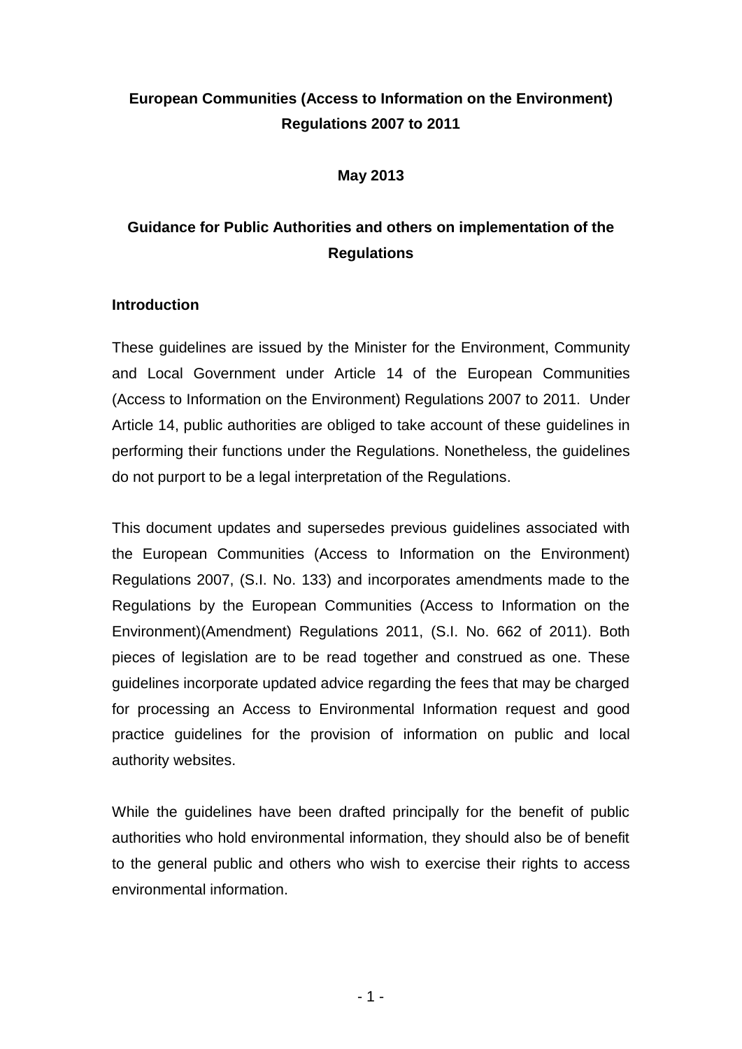# European Communities (Access to Information on the Environment) Regulations 2007 to 2011

**May 2013**

## Guidance for Public Authorities and others on implementation of the Regulations

### Introduction

These guidelines are issued by the Minister for the Environment, Community and Local Government under Article 14 of the European Communities (Access to Information on the Environment) Regulations 2007 to 2011. Under Article 14, public authorities are obliged to take account of these guidelines in performing their functions under the Regulations. Nonetheless, the guidelines do not purport to be a legal interpretation of the Regulations.

This document updates and supersedes previous guidelines associated with the European Communities (Access to Information on the Environment) Regulations 2007, (S.I. No. 133) and incorporates amendments made to the Regulations by the European Communities (Access to Information on the Environment)(Amendment) Regulations 2011, (S.I. No. 662 of 2011). Both pieces of legislation are to be read together and construed as one. These guidelines incorporate updated advice regarding the fees that may be charged for processing an Access to Environmental Information request and good practice guidelines for the provision of information on public and local authority websites.

While the guidelines have been drafted principally for the benefit of public authorities who hold environmental information, they should also be of benefit to the general public and others who wish to exercise their rights to access environmental information.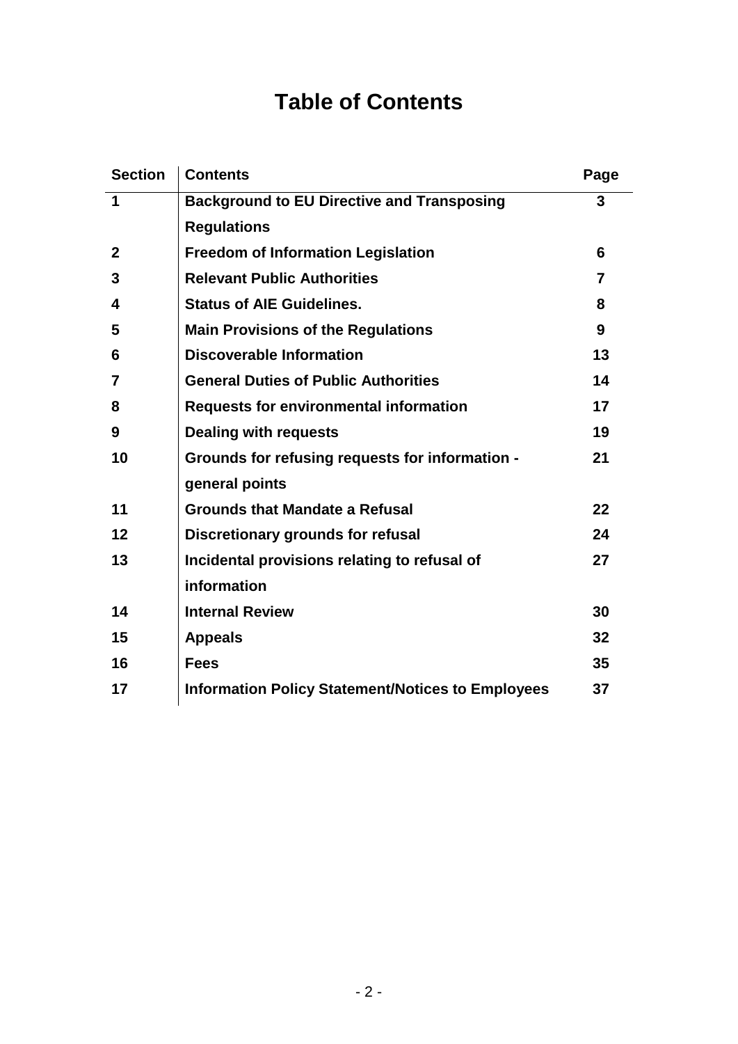# Table of Contents

| Section | Contents | Page |
|---|---|---|
| **1** | **Background to EU Directive and Transposing Regulations** | **3** |
| **2** | **Freedom of Information Legislation** | **6** |
| **3** | **Relevant Public Authorities** | **7** |
| **4** | **Status of AIE Guidelines.** | **8** |
| **5** | **Main Provisions of the Regulations** | **9** |
| **6** | **Discoverable Information** | **13** |
| **7** | **General Duties of Public Authorities** | **14** |
| **8** | **Requests for environmental information** | **17** |
| **9** | **Dealing with requests** | **19** |
| **10** | **Grounds for refusing requests for information - general points** | **21** |
| **11** | **Grounds that Mandate a Refusal** | **22** |
| **12** | **Discretionary grounds for refusal** | **24** |
| **13** | **Incidental provisions relating to refusal of information** | **27** |
| **14** | **Internal Review** | **30** |
| **15** | **Appeals** | **32** |
| **16** | **Fees** | **35** |
| **17** | **Information Policy Statement/Notices to Employees** | **37** |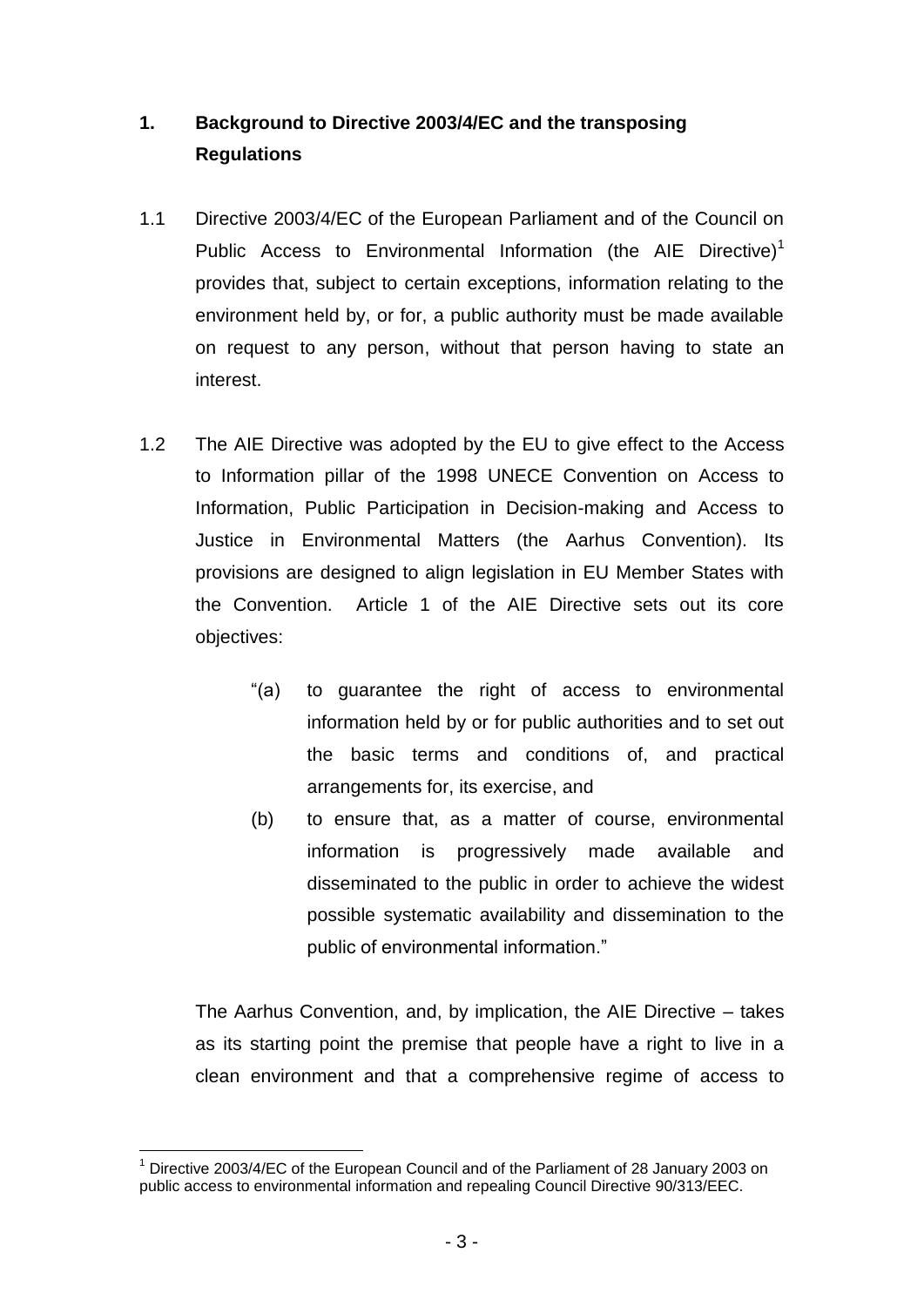## 1. Background to Directive 2003/4/EC and the transposing Regulations

1.1 Directive 2003/4/EC of the European Parliament and of the Council on Public Access to Environmental Information (the AIE Directive)[1] provides that, subject to certain exceptions, information relating to the environment held by, or for, a public authority must be made available on request to any person, without that person having to state an interest.

1.2 The AIE Directive was adopted by the EU to give effect to the Access to Information pillar of the 1998 UNECE Convention on Access to Information, Public Participation in Decision-making and Access to Justice in Environmental Matters (the Aarhus Convention). Its provisions are designed to align legislation in EU Member States with the Convention. Article 1 of the AIE Directive sets out its core objectives:

> "(a) to guarantee the right of access to environmental information held by or for public authorities and to set out the basic terms and conditions of, and practical arrangements for, its exercise, and
>
> (b) to ensure that, as a matter of course, environmental information is progressively made available and disseminated to the public in order to achieve the widest possible systematic availability and dissemination to the public of environmental information."

The Aarhus Convention, and, by implication, the AIE Directive – takes as its starting point the premise that people have a right to live in a clean environment and that a comprehensive regime of access to

---

[1] Directive 2003/4/EC of the European Council and of the Parliament of 28 January 2003 on public access to environmental information and repealing Council Directive 90/313/EEC.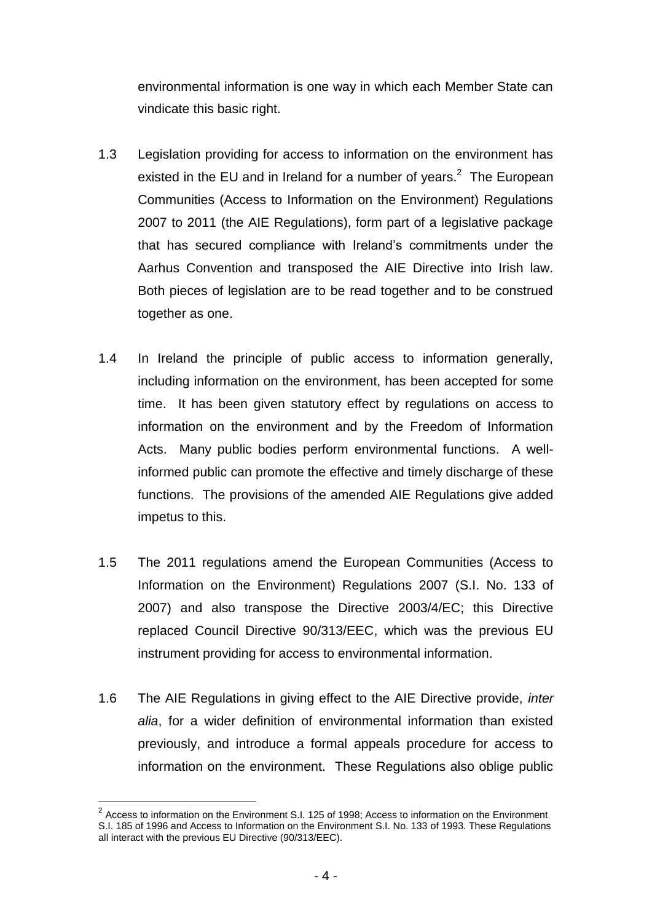environmental information is one way in which each Member State can vindicate this basic right.

1.3 Legislation providing for access to information on the environment has existed in the EU and in Ireland for a number of years.[2] The European Communities (Access to Information on the Environment) Regulations 2007 to 2011 (the AIE Regulations), form part of a legislative package that has secured compliance with Ireland's commitments under the Aarhus Convention and transposed the AIE Directive into Irish law. Both pieces of legislation are to be read together and to be construed together as one.

1.4 In Ireland the principle of public access to information generally, including information on the environment, has been accepted for some time. It has been given statutory effect by regulations on access to information on the environment and by the Freedom of Information Acts. Many public bodies perform environmental functions. A well-informed public can promote the effective and timely discharge of these functions. The provisions of the amended AIE Regulations give added impetus to this.

1.5 The 2011 regulations amend the European Communities (Access to Information on the Environment) Regulations 2007 (S.I. No. 133 of 2007) and also transpose the Directive 2003/4/EC; this Directive replaced Council Directive 90/313/EEC, which was the previous EU instrument providing for access to environmental information.

1.6 The AIE Regulations in giving effect to the AIE Directive provide, *inter alia*, for a wider definition of environmental information than existed previously, and introduce a formal appeals procedure for access to information on the environment. These Regulations also oblige public

---

[2] Access to information on the Environment S.I. 125 of 1998; Access to information on the Environment S.I. 185 of 1996 and Access to Information on the Environment S.I. No. 133 of 1993. These Regulations all interact with the previous EU Directive (90/313/EEC).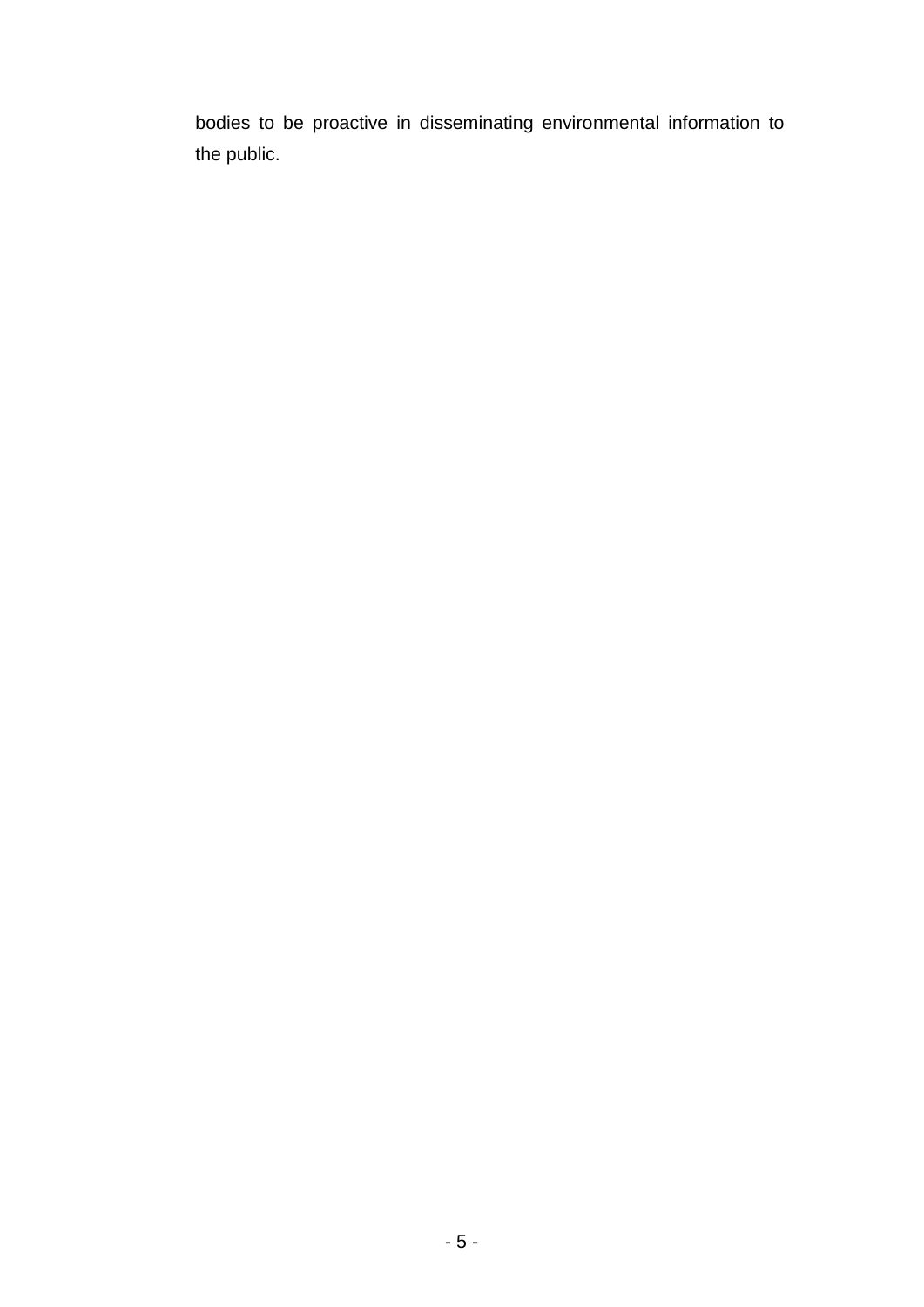bodies to be proactive in disseminating environmental information to the public.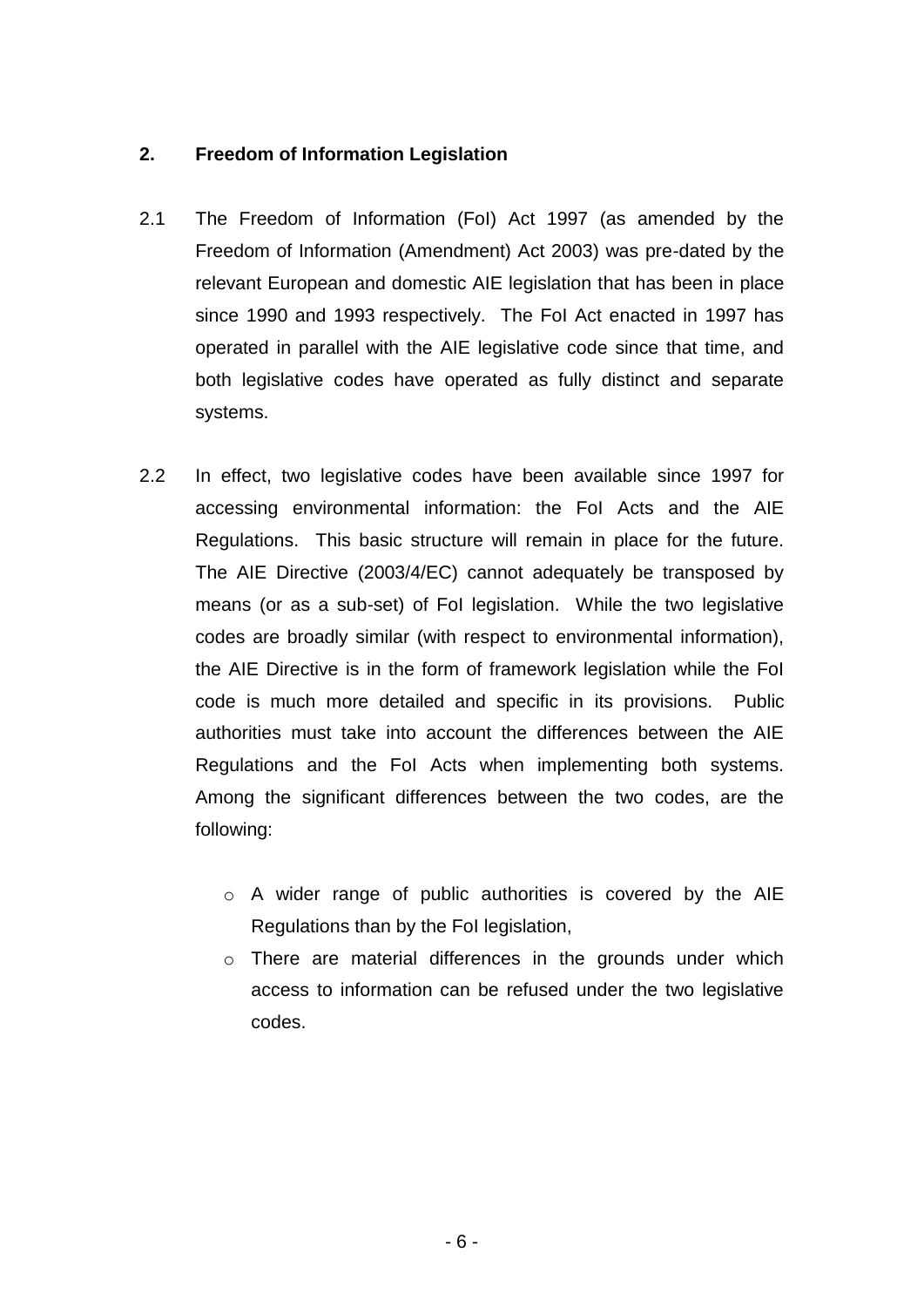## 2. Freedom of Information Legislation

2.1 The Freedom of Information (FoI) Act 1997 (as amended by the Freedom of Information (Amendment) Act 2003) was pre-dated by the relevant European and domestic AIE legislation that has been in place since 1990 and 1993 respectively. The FoI Act enacted in 1997 has operated in parallel with the AIE legislative code since that time, and both legislative codes have operated as fully distinct and separate systems.

2.2 In effect, two legislative codes have been available since 1997 for accessing environmental information: the FoI Acts and the AIE Regulations. This basic structure will remain in place for the future. The AIE Directive (2003/4/EC) cannot adequately be transposed by means (or as a sub-set) of FoI legislation. While the two legislative codes are broadly similar (with respect to environmental information), the AIE Directive is in the form of framework legislation while the FoI code is much more detailed and specific in its provisions. Public authorities must take into account the differences between the AIE Regulations and the FoI Acts when implementing both systems. Among the significant differences between the two codes, are the following:

- A wider range of public authorities is covered by the AIE Regulations than by the FoI legislation,
- There are material differences in the grounds under which access to information can be refused under the two legislative codes.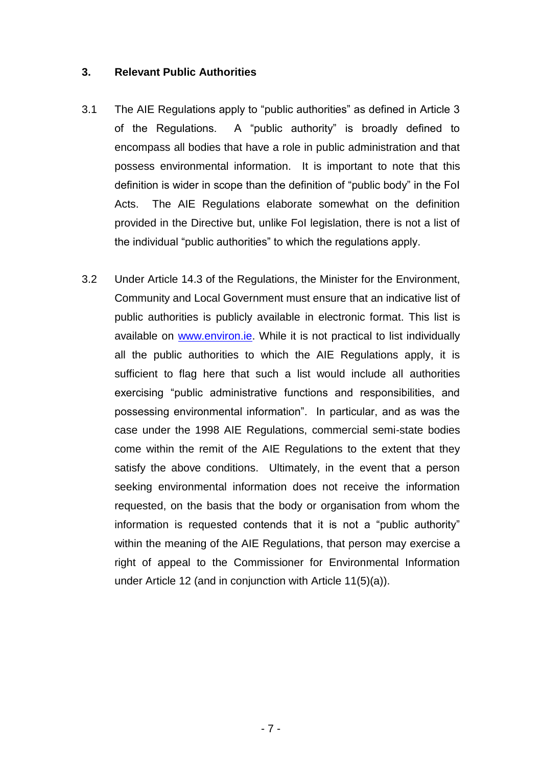## 3. Relevant Public Authorities

3.1 The AIE Regulations apply to "public authorities" as defined in Article 3 of the Regulations. A "public authority" is broadly defined to encompass all bodies that have a role in public administration and that possess environmental information. It is important to note that this definition is wider in scope than the definition of "public body" in the FoI Acts. The AIE Regulations elaborate somewhat on the definition provided in the Directive but, unlike FoI legislation, there is not a list of the individual "public authorities" to which the regulations apply.

3.2 Under Article 14.3 of the Regulations, the Minister for the Environment, Community and Local Government must ensure that an indicative list of public authorities is publicly available in electronic format. This list is available on [www.environ.ie](http://www.environ.ie). While it is not practical to list individually all the public authorities to which the AIE Regulations apply, it is sufficient to flag here that such a list would include all authorities exercising "public administrative functions and responsibilities, and possessing environmental information". In particular, and as was the case under the 1998 AIE Regulations, commercial semi-state bodies come within the remit of the AIE Regulations to the extent that they satisfy the above conditions. Ultimately, in the event that a person seeking environmental information does not receive the information requested, on the basis that the body or organisation from whom the information is requested contends that it is not a "public authority" within the meaning of the AIE Regulations, that person may exercise a right of appeal to the Commissioner for Environmental Information under Article 12 (and in conjunction with Article 11(5)(a)).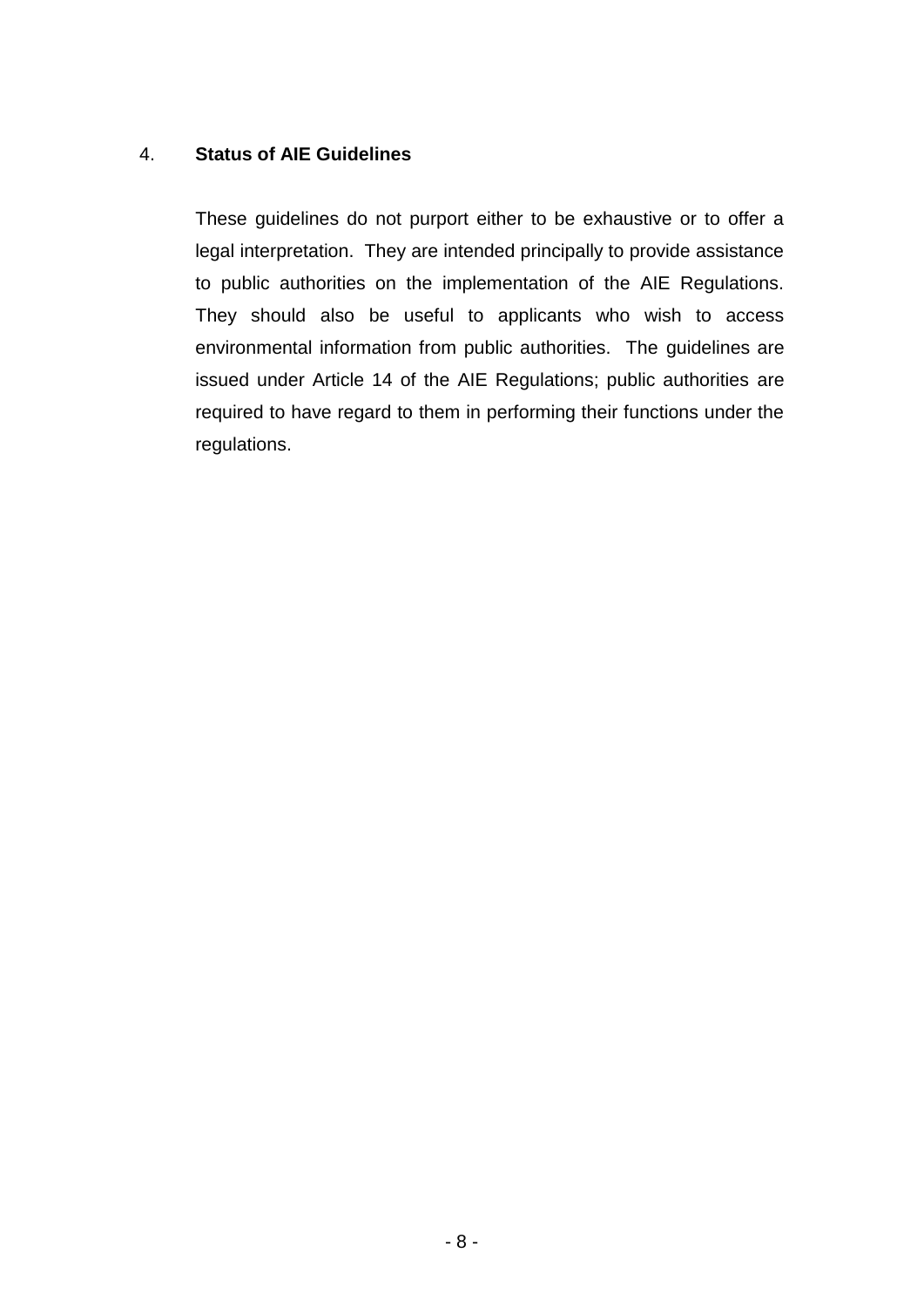## 4. Status of AIE Guidelines

These guidelines do not purport either to be exhaustive or to offer a legal interpretation. They are intended principally to provide assistance to public authorities on the implementation of the AIE Regulations. They should also be useful to applicants who wish to access environmental information from public authorities. The guidelines are issued under Article 14 of the AIE Regulations; public authorities are required to have regard to them in performing their functions under the regulations.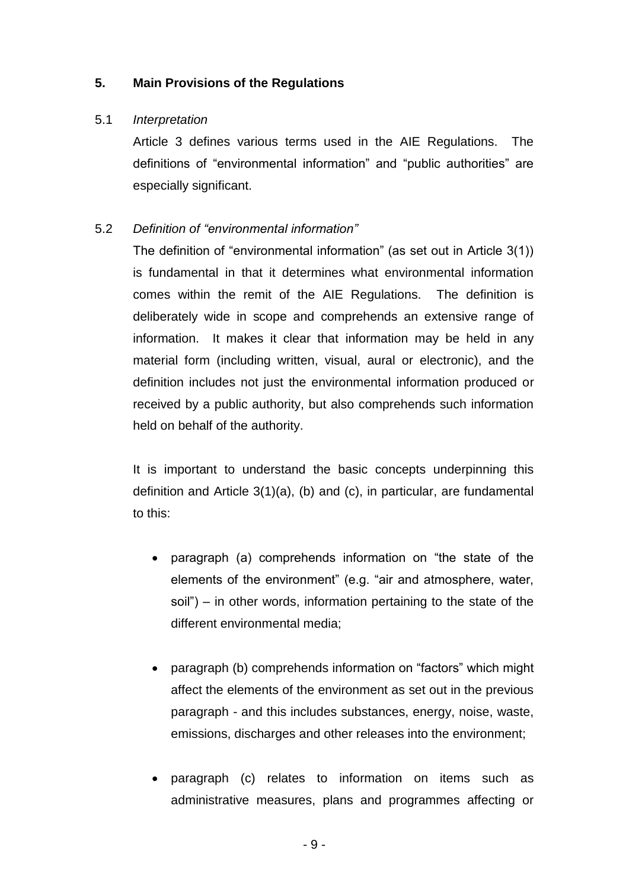## 5. Main Provisions of the Regulations

### 5.1 *Interpretation*

Article 3 defines various terms used in the AIE Regulations. The definitions of "environmental information" and "public authorities" are especially significant.

### 5.2 *Definition of "environmental information"*

The definition of "environmental information" (as set out in Article 3(1)) is fundamental in that it determines what environmental information comes within the remit of the AIE Regulations. The definition is deliberately wide in scope and comprehends an extensive range of information. It makes it clear that information may be held in any material form (including written, visual, aural or electronic), and the definition includes not just the environmental information produced or received by a public authority, but also comprehends such information held on behalf of the authority.

It is important to understand the basic concepts underpinning this definition and Article 3(1)(a), (b) and (c), in particular, are fundamental to this:

- paragraph (a) comprehends information on "the state of the elements of the environment" (e.g. "air and atmosphere, water, soil") – in other words, information pertaining to the state of the different environmental media;

- paragraph (b) comprehends information on "factors" which might affect the elements of the environment as set out in the previous paragraph - and this includes substances, energy, noise, waste, emissions, discharges and other releases into the environment;

- paragraph (c) relates to information on items such as administrative measures, plans and programmes affecting or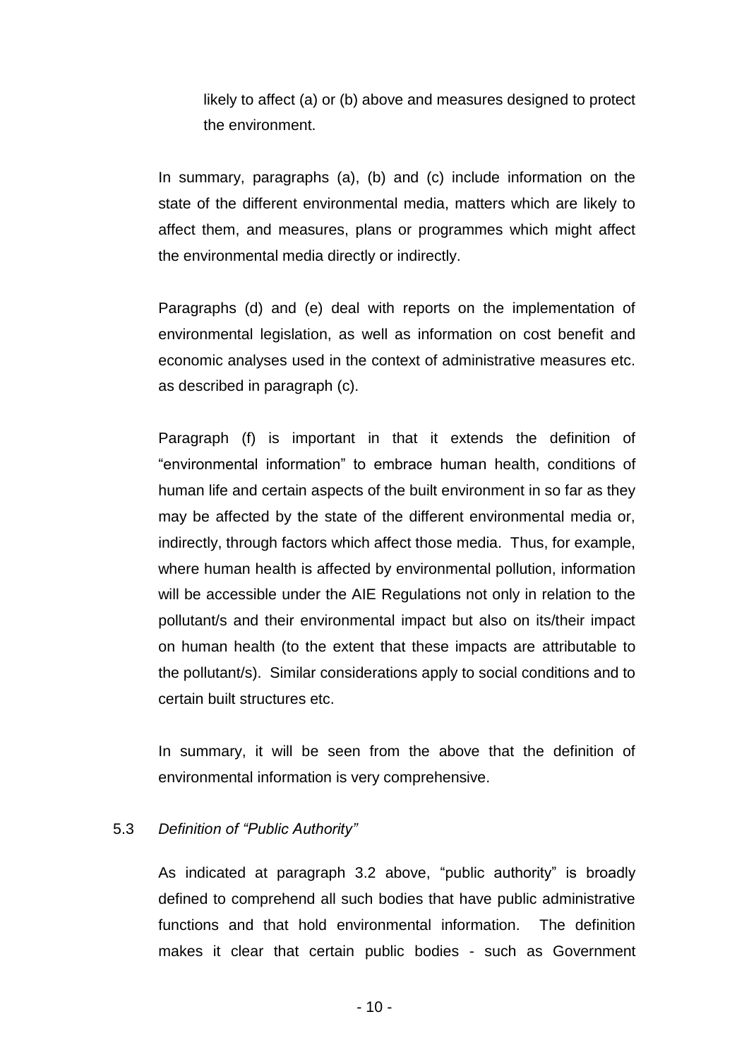likely to affect (a) or (b) above and measures designed to protect the environment.

In summary, paragraphs (a), (b) and (c) include information on the state of the different environmental media, matters which are likely to affect them, and measures, plans or programmes which might affect the environmental media directly or indirectly.

Paragraphs (d) and (e) deal with reports on the implementation of environmental legislation, as well as information on cost benefit and economic analyses used in the context of administrative measures etc. as described in paragraph (c).

Paragraph (f) is important in that it extends the definition of "environmental information" to embrace human health, conditions of human life and certain aspects of the built environment in so far as they may be affected by the state of the different environmental media or, indirectly, through factors which affect those media. Thus, for example, where human health is affected by environmental pollution, information will be accessible under the AIE Regulations not only in relation to the pollutant/s and their environmental impact but also on its/their impact on human health (to the extent that these impacts are attributable to the pollutant/s). Similar considerations apply to social conditions and to certain built structures etc.

In summary, it will be seen from the above that the definition of environmental information is very comprehensive.

### 5.3 *Definition of "Public Authority"*

As indicated at paragraph 3.2 above, "public authority" is broadly defined to comprehend all such bodies that have public administrative functions and that hold environmental information. The definition makes it clear that certain public bodies - such as Government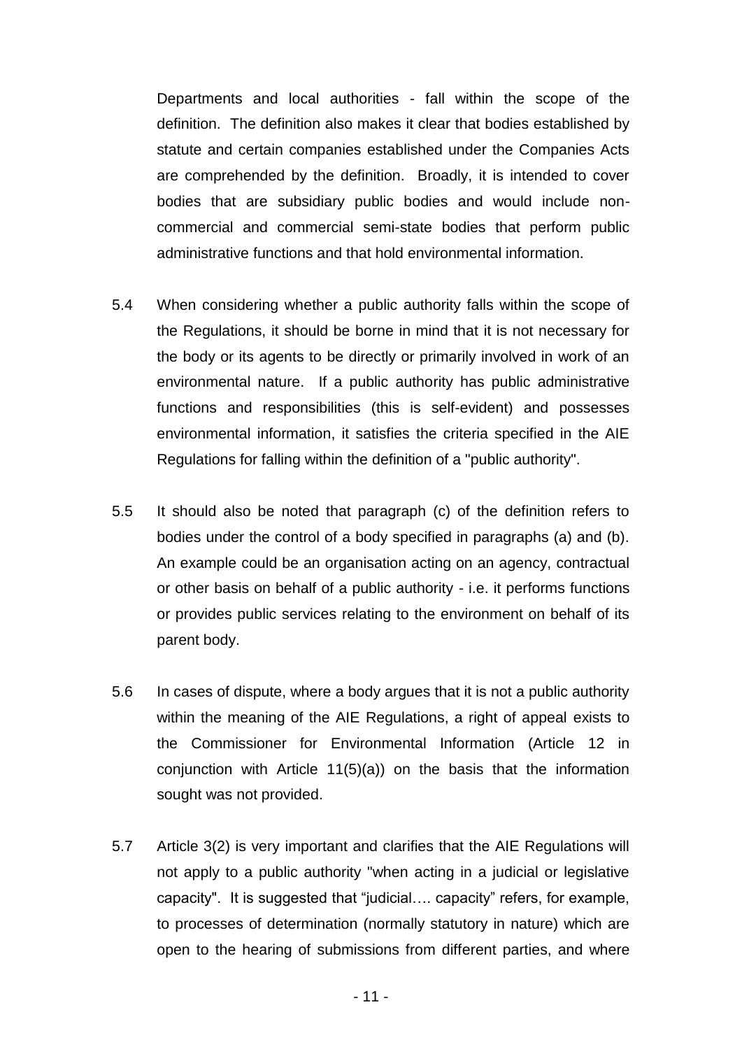Departments and local authorities - fall within the scope of the definition. The definition also makes it clear that bodies established by statute and certain companies established under the Companies Acts are comprehended by the definition. Broadly, it is intended to cover bodies that are subsidiary public bodies and would include non-commercial and commercial semi-state bodies that perform public administrative functions and that hold environmental information.

5.4 When considering whether a public authority falls within the scope of the Regulations, it should be borne in mind that it is not necessary for the body or its agents to be directly or primarily involved in work of an environmental nature. If a public authority has public administrative functions and responsibilities (this is self-evident) and possesses environmental information, it satisfies the criteria specified in the AIE Regulations for falling within the definition of a "public authority".

5.5 It should also be noted that paragraph (c) of the definition refers to bodies under the control of a body specified in paragraphs (a) and (b). An example could be an organisation acting on an agency, contractual or other basis on behalf of a public authority - i.e. it performs functions or provides public services relating to the environment on behalf of its parent body.

5.6 In cases of dispute, where a body argues that it is not a public authority within the meaning of the AIE Regulations, a right of appeal exists to the Commissioner for Environmental Information (Article 12 in conjunction with Article 11(5)(a)) on the basis that the information sought was not provided.

5.7 Article 3(2) is very important and clarifies that the AIE Regulations will not apply to a public authority "when acting in a judicial or legislative capacity". It is suggested that "judicial…. capacity" refers, for example, to processes of determination (normally statutory in nature) which are open to the hearing of submissions from different parties, and where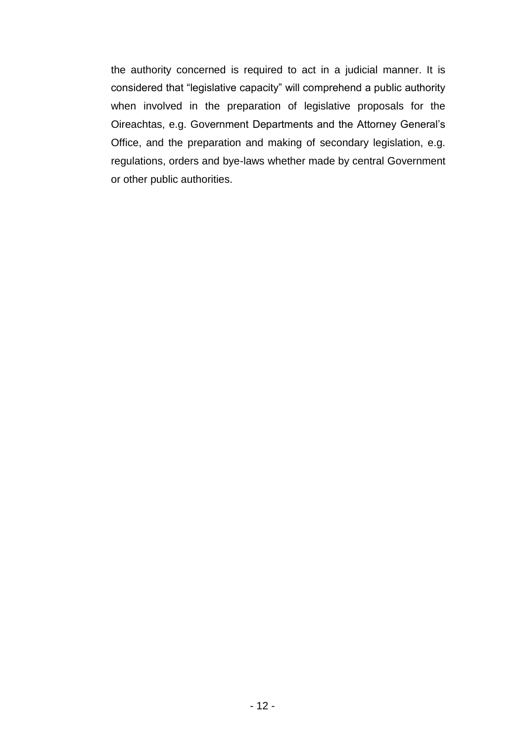the authority concerned is required to act in a judicial manner. It is considered that "legislative capacity" will comprehend a public authority when involved in the preparation of legislative proposals for the Oireachtas, e.g. Government Departments and the Attorney General's Office, and the preparation and making of secondary legislation, e.g. regulations, orders and bye-laws whether made by central Government or other public authorities.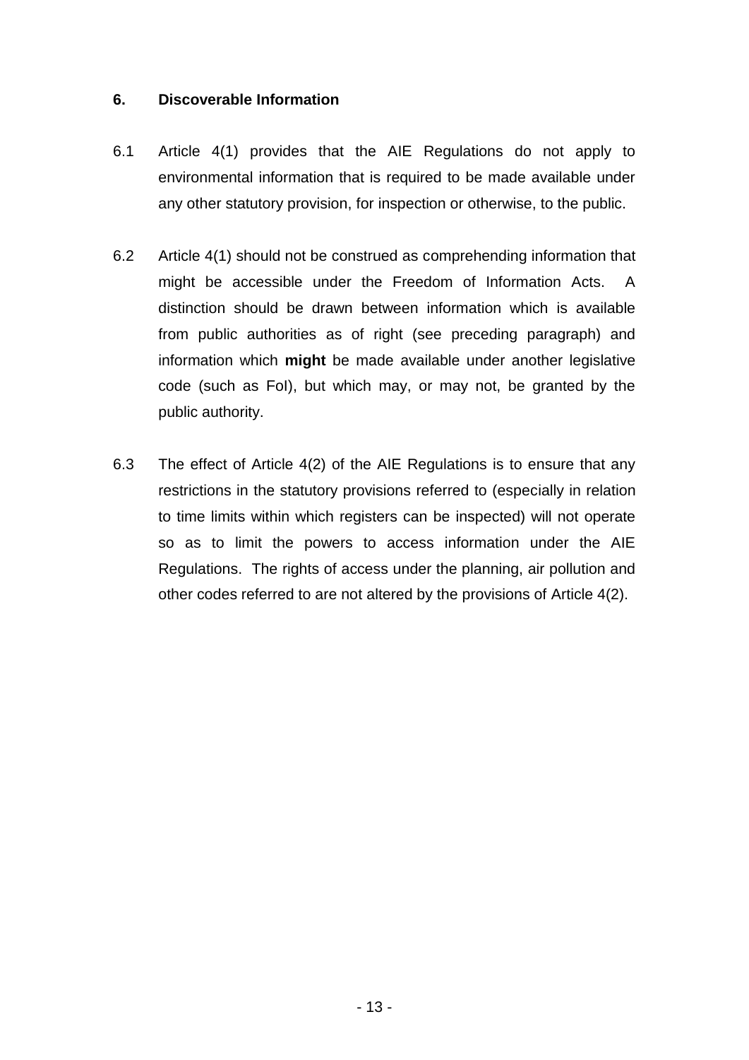## 6. Discoverable Information

6.1 Article 4(1) provides that the AIE Regulations do not apply to environmental information that is required to be made available under any other statutory provision, for inspection or otherwise, to the public.

6.2 Article 4(1) should not be construed as comprehending information that might be accessible under the Freedom of Information Acts. A distinction should be drawn between information which is available from public authorities as of right (see preceding paragraph) and information which **might** be made available under another legislative code (such as FoI), but which may, or may not, be granted by the public authority.

6.3 The effect of Article 4(2) of the AIE Regulations is to ensure that any restrictions in the statutory provisions referred to (especially in relation to time limits within which registers can be inspected) will not operate so as to limit the powers to access information under the AIE Regulations. The rights of access under the planning, air pollution and other codes referred to are not altered by the provisions of Article 4(2).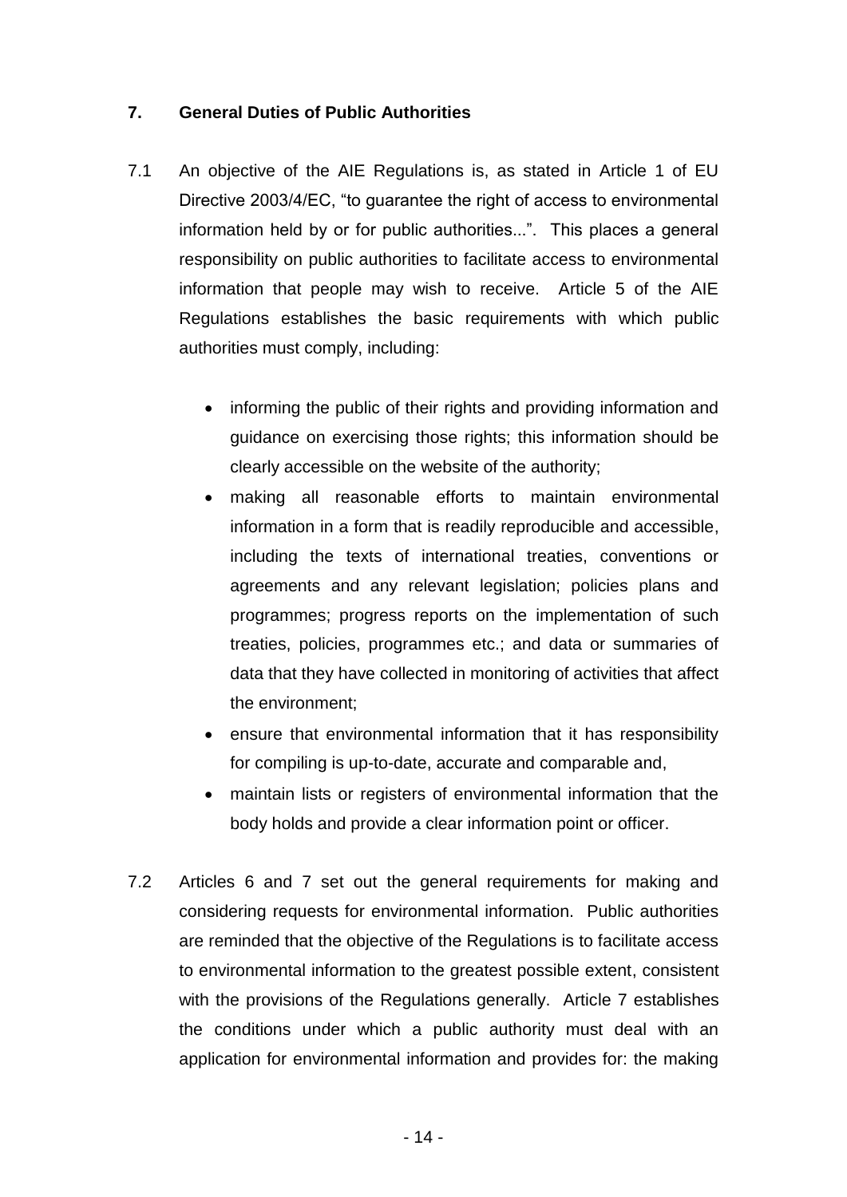## 7. General Duties of Public Authorities

7.1 An objective of the AIE Regulations is, as stated in Article 1 of EU Directive 2003/4/EC, "to guarantee the right of access to environmental information held by or for public authorities...". This places a general responsibility on public authorities to facilitate access to environmental information that people may wish to receive. Article 5 of the AIE Regulations establishes the basic requirements with which public authorities must comply, including:

- informing the public of their rights and providing information and guidance on exercising those rights; this information should be clearly accessible on the website of the authority;
- making all reasonable efforts to maintain environmental information in a form that is readily reproducible and accessible, including the texts of international treaties, conventions or agreements and any relevant legislation; policies plans and programmes; progress reports on the implementation of such treaties, policies, programmes etc.; and data or summaries of data that they have collected in monitoring of activities that affect the environment;
- ensure that environmental information that it has responsibility for compiling is up-to-date, accurate and comparable and,
- maintain lists or registers of environmental information that the body holds and provide a clear information point or officer.

7.2 Articles 6 and 7 set out the general requirements for making and considering requests for environmental information. Public authorities are reminded that the objective of the Regulations is to facilitate access to environmental information to the greatest possible extent, consistent with the provisions of the Regulations generally. Article 7 establishes the conditions under which a public authority must deal with an application for environmental information and provides for: the making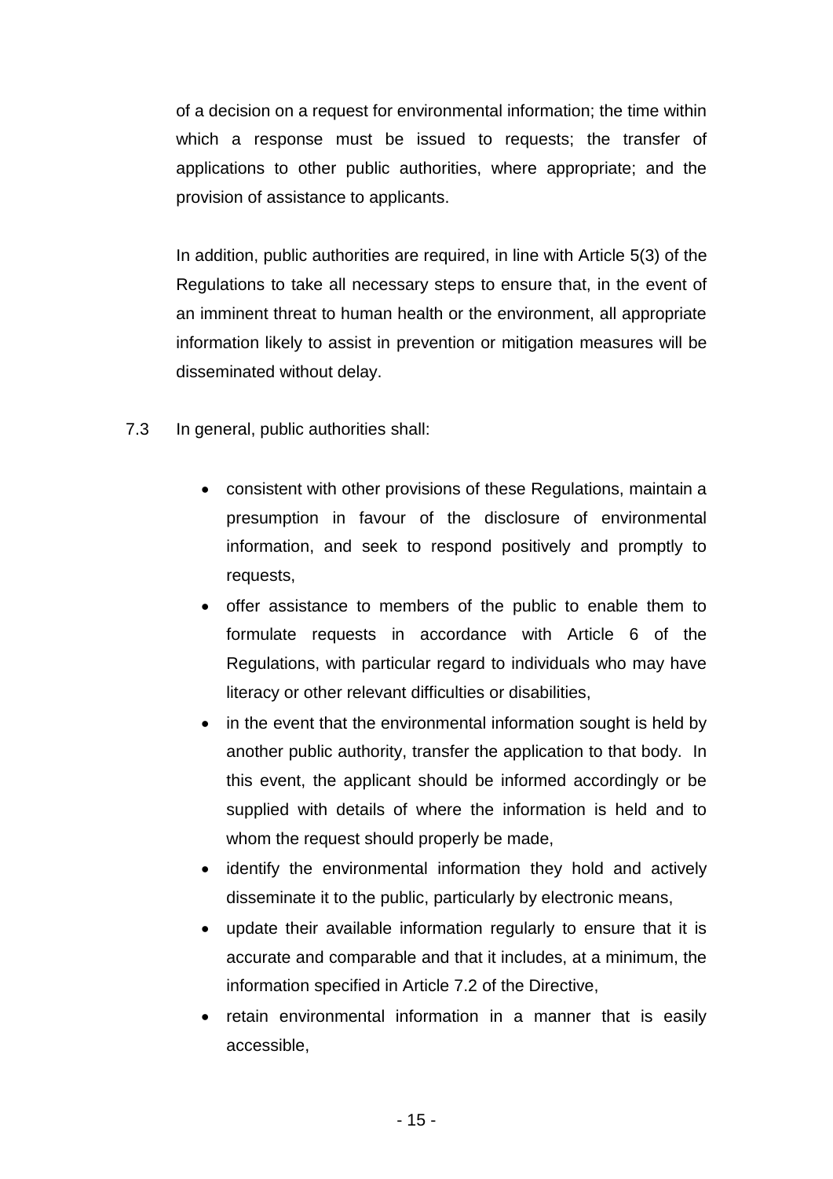of a decision on a request for environmental information; the time within which a response must be issued to requests; the transfer of applications to other public authorities, where appropriate; and the provision of assistance to applicants.

In addition, public authorities are required, in line with Article 5(3) of the Regulations to take all necessary steps to ensure that, in the event of an imminent threat to human health or the environment, all appropriate information likely to assist in prevention or mitigation measures will be disseminated without delay.

7.3 In general, public authorities shall:

- consistent with other provisions of these Regulations, maintain a presumption in favour of the disclosure of environmental information, and seek to respond positively and promptly to requests,
- offer assistance to members of the public to enable them to formulate requests in accordance with Article 6 of the Regulations, with particular regard to individuals who may have literacy or other relevant difficulties or disabilities,
- in the event that the environmental information sought is held by another public authority, transfer the application to that body. In this event, the applicant should be informed accordingly or be supplied with details of where the information is held and to whom the request should properly be made,
- identify the environmental information they hold and actively disseminate it to the public, particularly by electronic means,
- update their available information regularly to ensure that it is accurate and comparable and that it includes, at a minimum, the information specified in Article 7.2 of the Directive,
- retain environmental information in a manner that is easily accessible,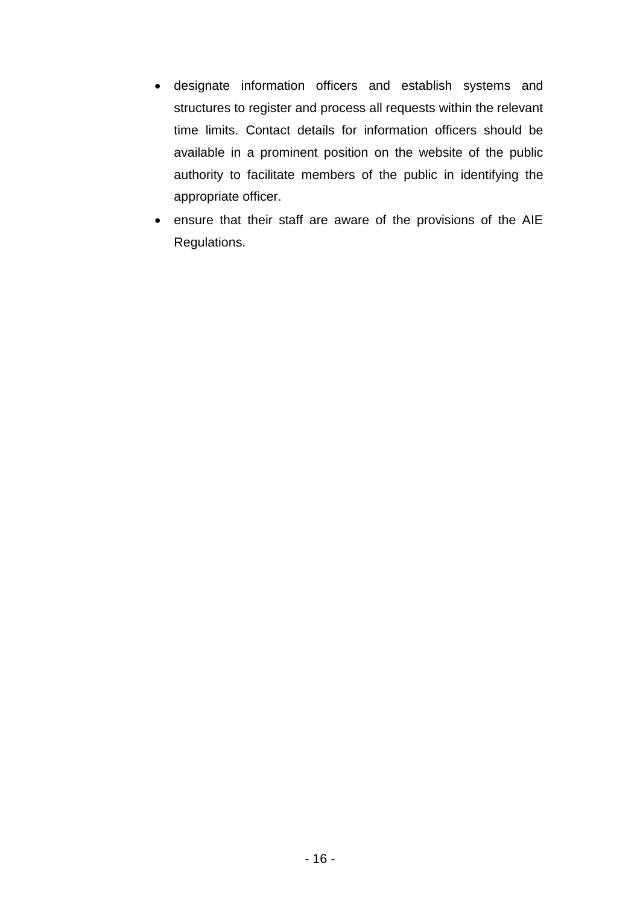- designate information officers and establish systems and structures to register and process all requests within the relevant time limits. Contact details for information officers should be available in a prominent position on the website of the public authority to facilitate members of the public in identifying the appropriate officer.
- ensure that their staff are aware of the provisions of the AIE Regulations.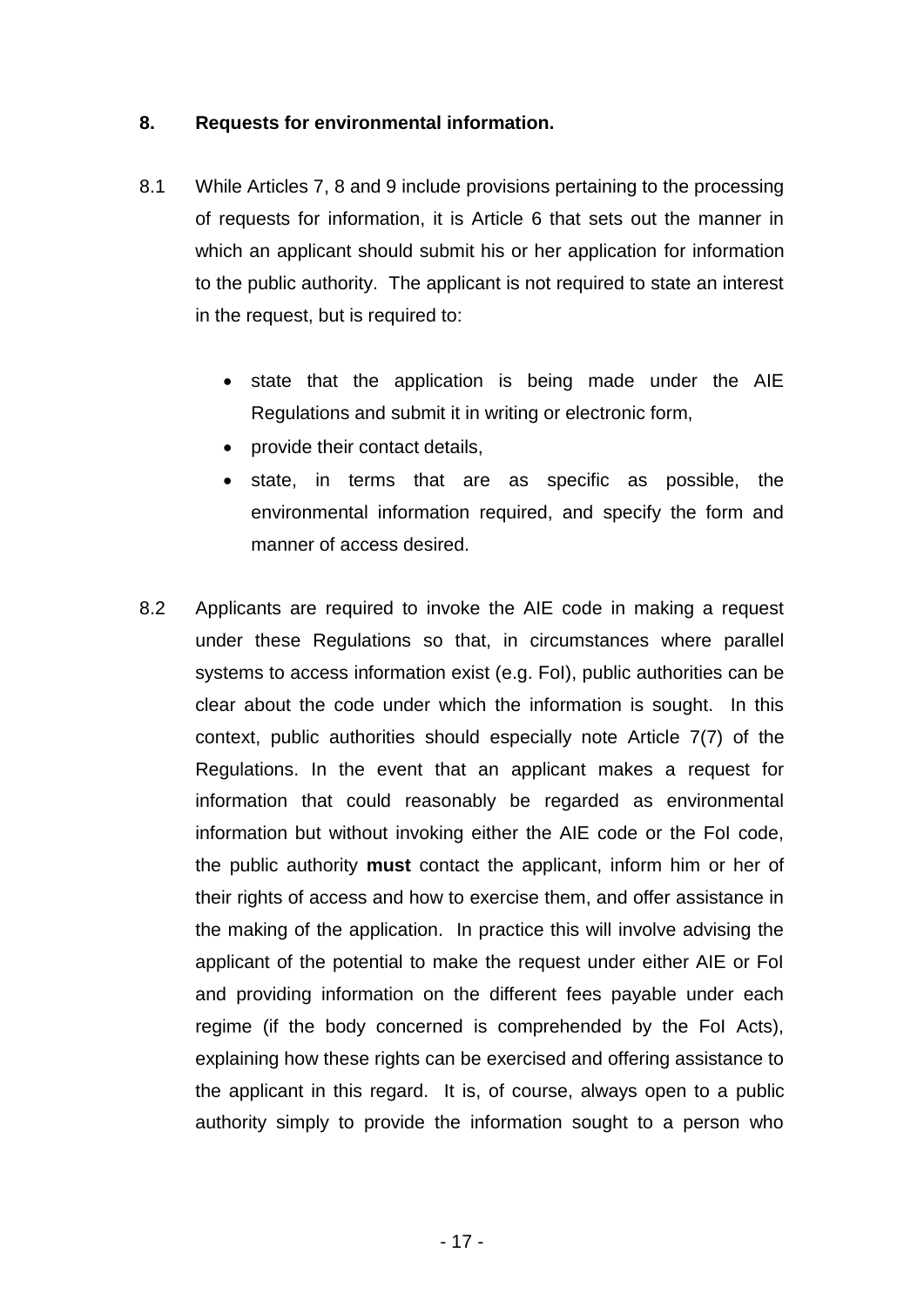## 8. Requests for environmental information.

8.1 While Articles 7, 8 and 9 include provisions pertaining to the processing of requests for information, it is Article 6 that sets out the manner in which an applicant should submit his or her application for information to the public authority. The applicant is not required to state an interest in the request, but is required to:

- state that the application is being made under the AIE Regulations and submit it in writing or electronic form,
- provide their contact details,
- state, in terms that are as specific as possible, the environmental information required, and specify the form and manner of access desired.

8.2 Applicants are required to invoke the AIE code in making a request under these Regulations so that, in circumstances where parallel systems to access information exist (e.g. FoI), public authorities can be clear about the code under which the information is sought. In this context, public authorities should especially note Article 7(7) of the Regulations. In the event that an applicant makes a request for information that could reasonably be regarded as environmental information but without invoking either the AIE code or the FoI code, the public authority **must** contact the applicant, inform him or her of their rights of access and how to exercise them, and offer assistance in the making of the application. In practice this will involve advising the applicant of the potential to make the request under either AIE or FoI and providing information on the different fees payable under each regime (if the body concerned is comprehended by the FoI Acts), explaining how these rights can be exercised and offering assistance to the applicant in this regard. It is, of course, always open to a public authority simply to provide the information sought to a person who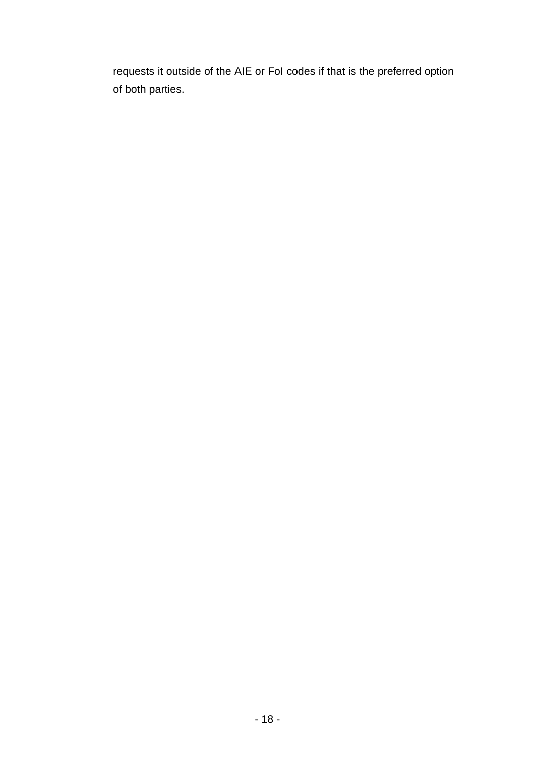requests it outside of the AIE or FoI codes if that is the preferred option of both parties.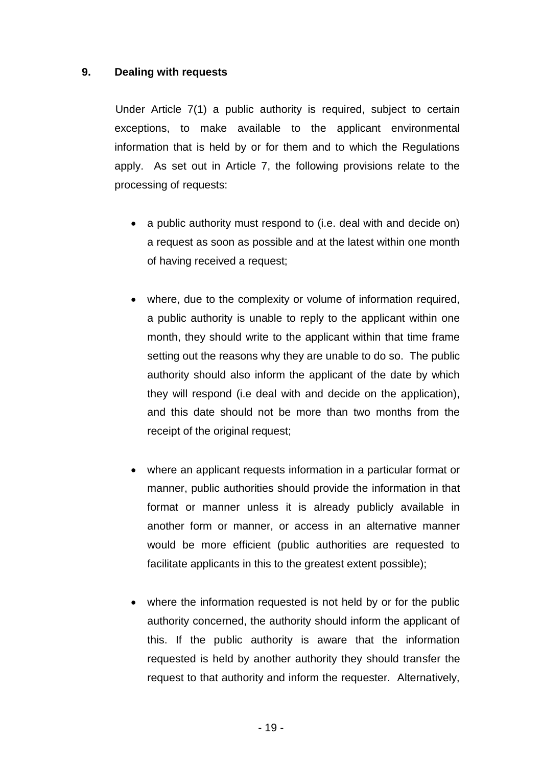## 9. Dealing with requests

Under Article 7(1) a public authority is required, subject to certain exceptions, to make available to the applicant environmental information that is held by or for them and to which the Regulations apply. As set out in Article 7, the following provisions relate to the processing of requests:

- a public authority must respond to (i.e. deal with and decide on) a request as soon as possible and at the latest within one month of having received a request;

- where, due to the complexity or volume of information required, a public authority is unable to reply to the applicant within one month, they should write to the applicant within that time frame setting out the reasons why they are unable to do so. The public authority should also inform the applicant of the date by which they will respond (i.e deal with and decide on the application), and this date should not be more than two months from the receipt of the original request;

- where an applicant requests information in a particular format or manner, public authorities should provide the information in that format or manner unless it is already publicly available in another form or manner, or access in an alternative manner would be more efficient (public authorities are requested to facilitate applicants in this to the greatest extent possible);

- where the information requested is not held by or for the public authority concerned, the authority should inform the applicant of this. If the public authority is aware that the information requested is held by another authority they should transfer the request to that authority and inform the requester. Alternatively,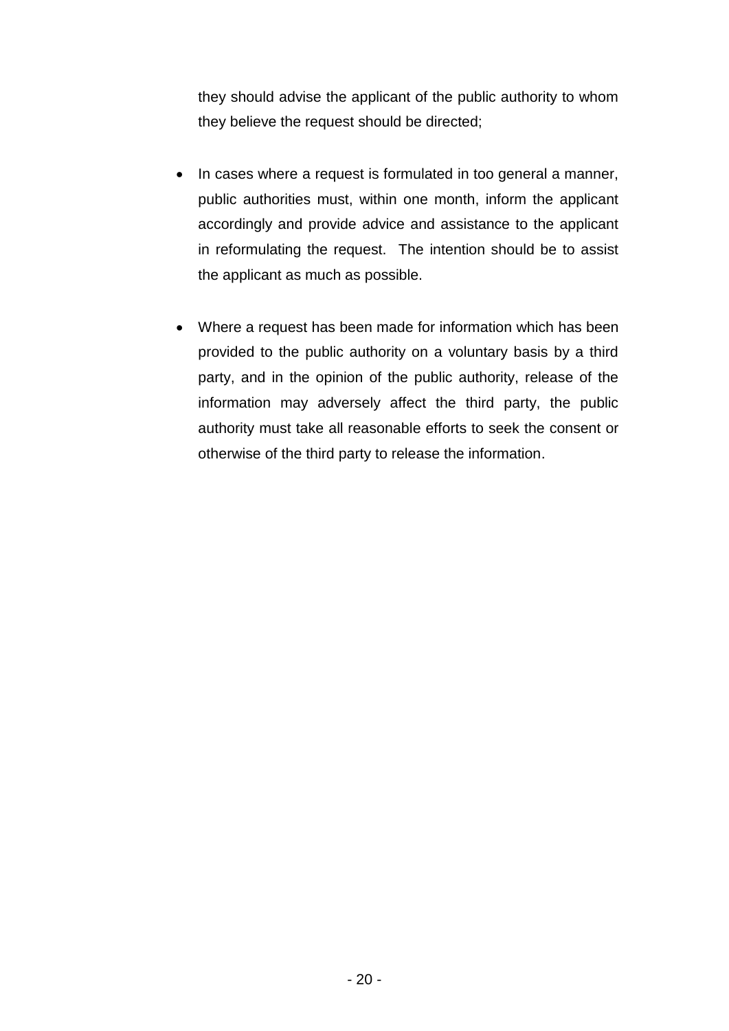they should advise the applicant of the public authority to whom they believe the request should be directed;

- In cases where a request is formulated in too general a manner, public authorities must, within one month, inform the applicant accordingly and provide advice and assistance to the applicant in reformulating the request. The intention should be to assist the applicant as much as possible.

- Where a request has been made for information which has been provided to the public authority on a voluntary basis by a third party, and in the opinion of the public authority, release of the information may adversely affect the third party, the public authority must take all reasonable efforts to seek the consent or otherwise of the third party to release the information.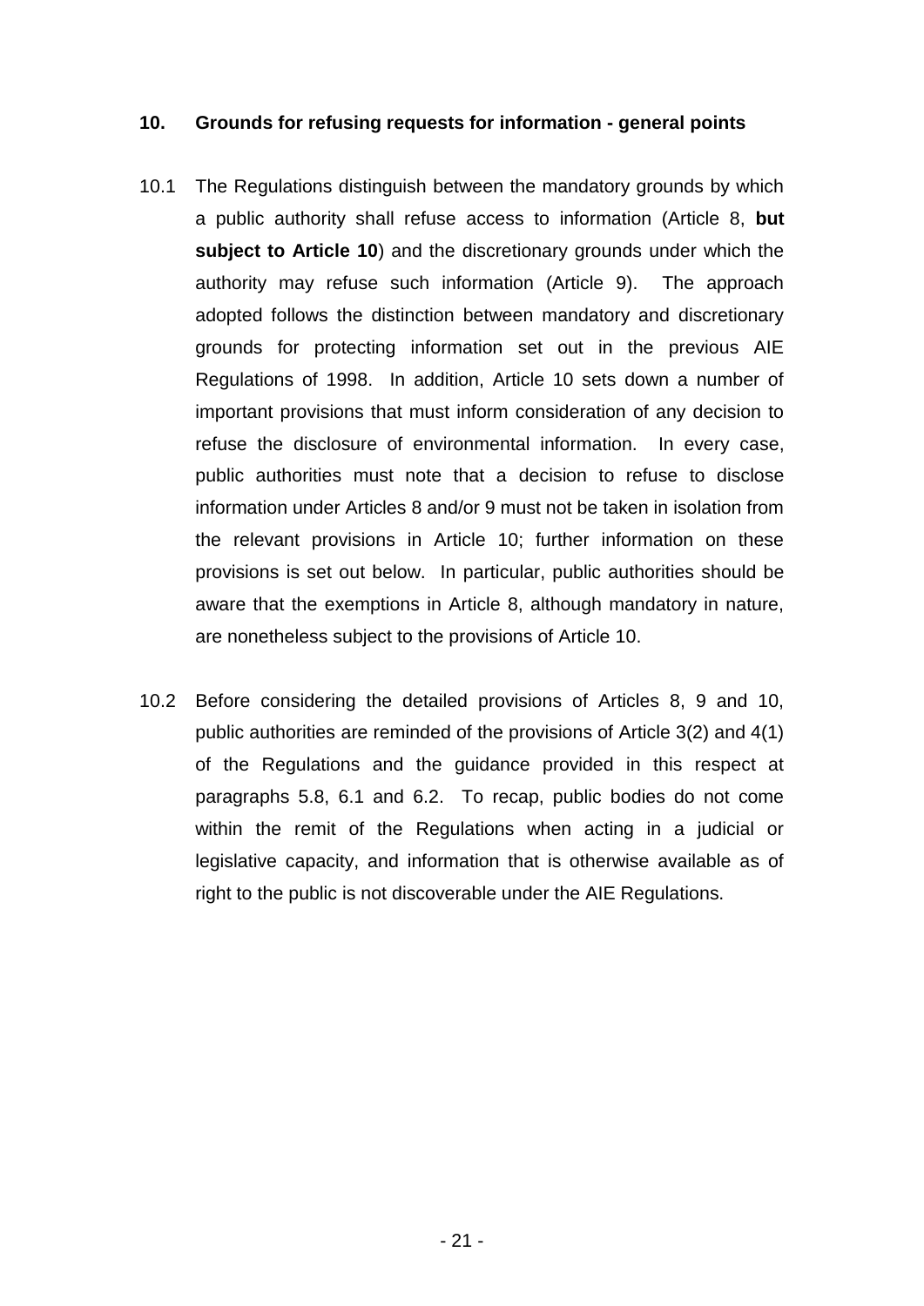## 10. Grounds for refusing requests for information - general points

10.1 The Regulations distinguish between the mandatory grounds by which a public authority shall refuse access to information (Article 8, **but subject to Article 10**) and the discretionary grounds under which the authority may refuse such information (Article 9). The approach adopted follows the distinction between mandatory and discretionary grounds for protecting information set out in the previous AIE Regulations of 1998. In addition, Article 10 sets down a number of important provisions that must inform consideration of any decision to refuse the disclosure of environmental information. In every case, public authorities must note that a decision to refuse to disclose information under Articles 8 and/or 9 must not be taken in isolation from the relevant provisions in Article 10; further information on these provisions is set out below. In particular, public authorities should be aware that the exemptions in Article 8, although mandatory in nature, are nonetheless subject to the provisions of Article 10.

10.2 Before considering the detailed provisions of Articles 8, 9 and 10, public authorities are reminded of the provisions of Article 3(2) and 4(1) of the Regulations and the guidance provided in this respect at paragraphs 5.8, 6.1 and 6.2. To recap, public bodies do not come within the remit of the Regulations when acting in a judicial or legislative capacity, and information that is otherwise available as of right to the public is not discoverable under the AIE Regulations.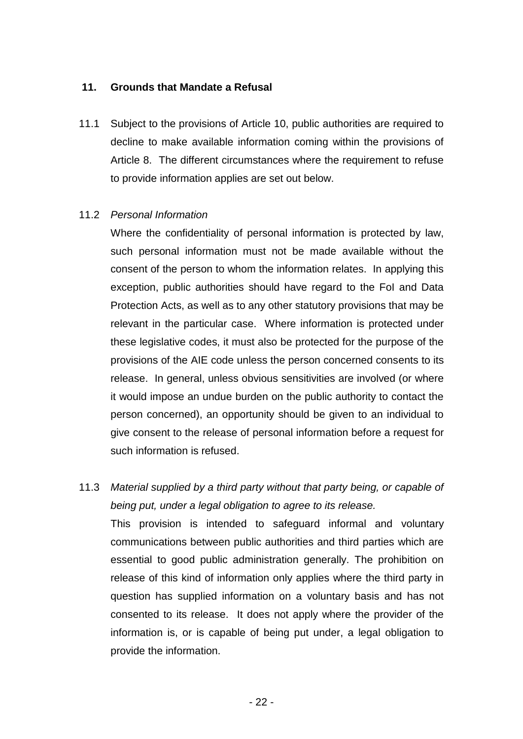## 11. Grounds that Mandate a Refusal

11.1 Subject to the provisions of Article 10, public authorities are required to decline to make available information coming within the provisions of Article 8. The different circumstances where the requirement to refuse to provide information applies are set out below.

11.2 *Personal Information*

Where the confidentiality of personal information is protected by law, such personal information must not be made available without the consent of the person to whom the information relates. In applying this exception, public authorities should have regard to the FoI and Data Protection Acts, as well as to any other statutory provisions that may be relevant in the particular case. Where information is protected under these legislative codes, it must also be protected for the purpose of the provisions of the AIE code unless the person concerned consents to its release. In general, unless obvious sensitivities are involved (or where it would impose an undue burden on the public authority to contact the person concerned), an opportunity should be given to an individual to give consent to the release of personal information before a request for such information is refused.

11.3 *Material supplied by a third party without that party being, or capable of being put, under a legal obligation to agree to its release.*

This provision is intended to safeguard informal and voluntary communications between public authorities and third parties which are essential to good public administration generally. The prohibition on release of this kind of information only applies where the third party in question has supplied information on a voluntary basis and has not consented to its release. It does not apply where the provider of the information is, or is capable of being put under, a legal obligation to provide the information.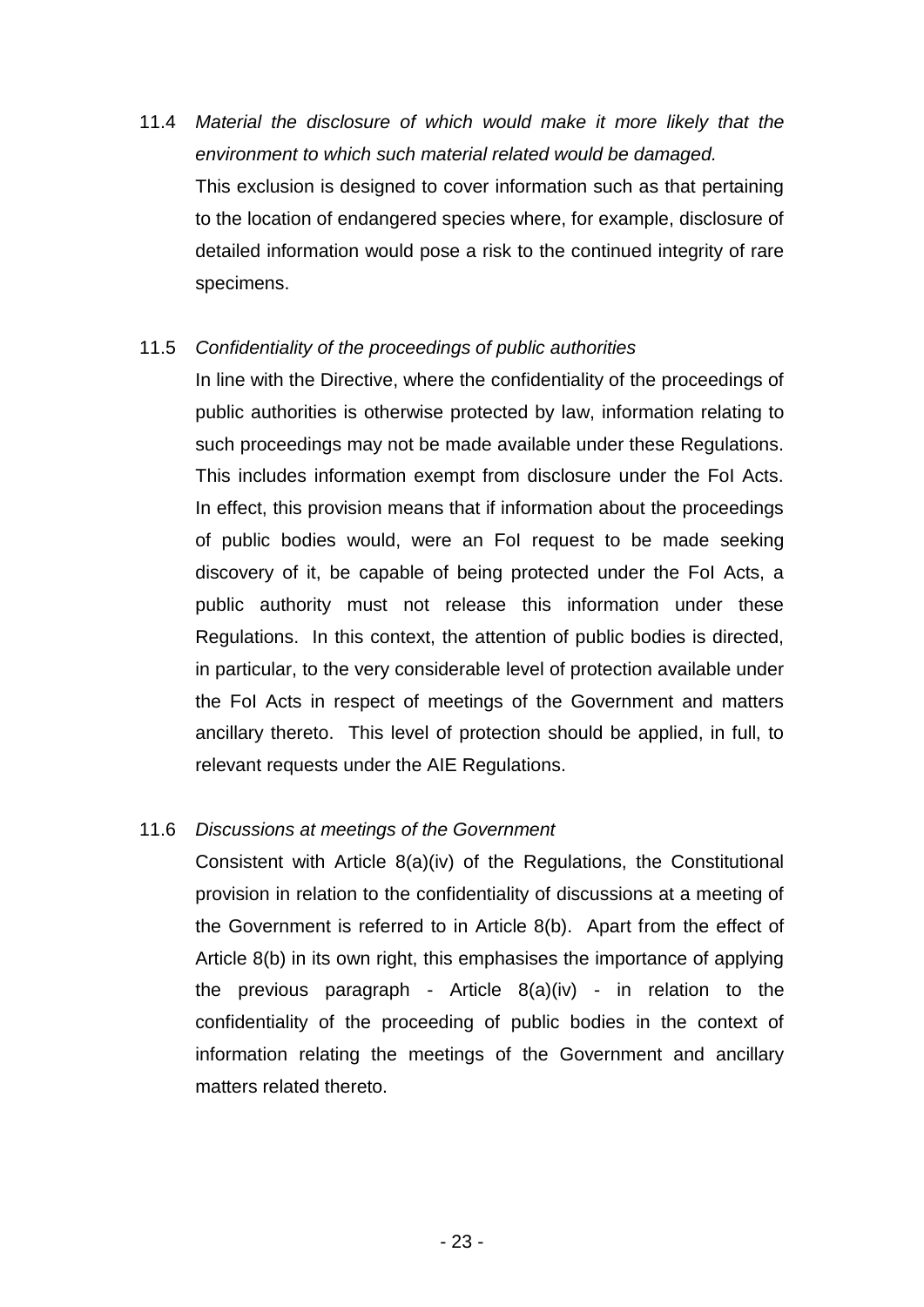11.4 *Material the disclosure of which would make it more likely that the environment to which such material related would be damaged.*

This exclusion is designed to cover information such as that pertaining to the location of endangered species where, for example, disclosure of detailed information would pose a risk to the continued integrity of rare specimens.

11.5 *Confidentiality of the proceedings of public authorities*

In line with the Directive, where the confidentiality of the proceedings of public authorities is otherwise protected by law, information relating to such proceedings may not be made available under these Regulations. This includes information exempt from disclosure under the FoI Acts. In effect, this provision means that if information about the proceedings of public bodies would, were an FoI request to be made seeking discovery of it, be capable of being protected under the FoI Acts, a public authority must not release this information under these Regulations. In this context, the attention of public bodies is directed, in particular, to the very considerable level of protection available under the FoI Acts in respect of meetings of the Government and matters ancillary thereto. This level of protection should be applied, in full, to relevant requests under the AIE Regulations.

11.6 *Discussions at meetings of the Government*

Consistent with Article 8(a)(iv) of the Regulations, the Constitutional provision in relation to the confidentiality of discussions at a meeting of the Government is referred to in Article 8(b). Apart from the effect of Article 8(b) in its own right, this emphasises the importance of applying the previous paragraph - Article 8(a)(iv) - in relation to the confidentiality of the proceeding of public bodies in the context of information relating the meetings of the Government and ancillary matters related thereto.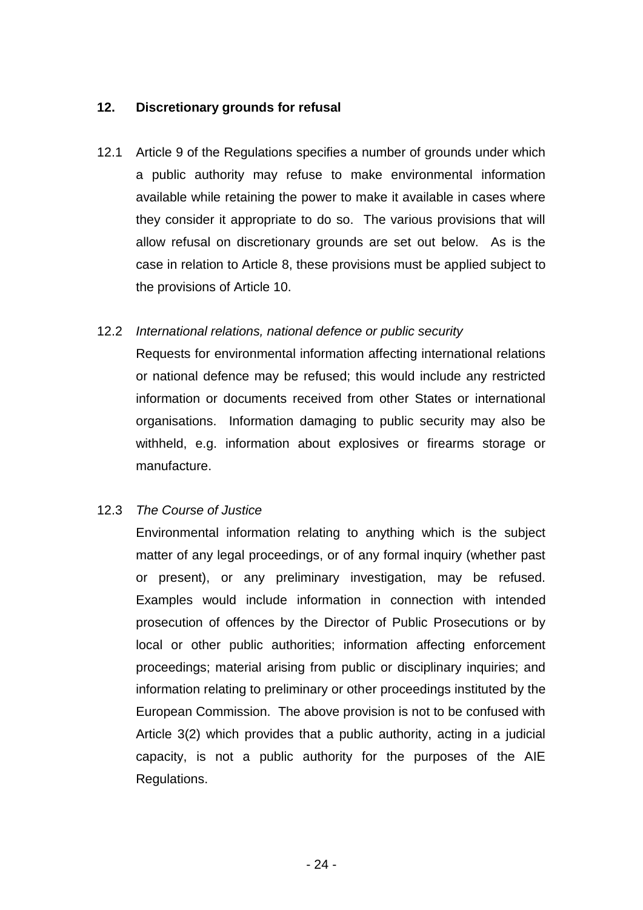## 12. Discretionary grounds for refusal

12.1 Article 9 of the Regulations specifies a number of grounds under which a public authority may refuse to make environmental information available while retaining the power to make it available in cases where they consider it appropriate to do so. The various provisions that will allow refusal on discretionary grounds are set out below. As is the case in relation to Article 8, these provisions must be applied subject to the provisions of Article 10.

12.2 *International relations, national defence or public security*

Requests for environmental information affecting international relations or national defence may be refused; this would include any restricted information or documents received from other States or international organisations. Information damaging to public security may also be withheld, e.g. information about explosives or firearms storage or manufacture.

12.3 *The Course of Justice*

Environmental information relating to anything which is the subject matter of any legal proceedings, or of any formal inquiry (whether past or present), or any preliminary investigation, may be refused. Examples would include information in connection with intended prosecution of offences by the Director of Public Prosecutions or by local or other public authorities; information affecting enforcement proceedings; material arising from public or disciplinary inquiries; and information relating to preliminary or other proceedings instituted by the European Commission. The above provision is not to be confused with Article 3(2) which provides that a public authority, acting in a judicial capacity, is not a public authority for the purposes of the AIE Regulations.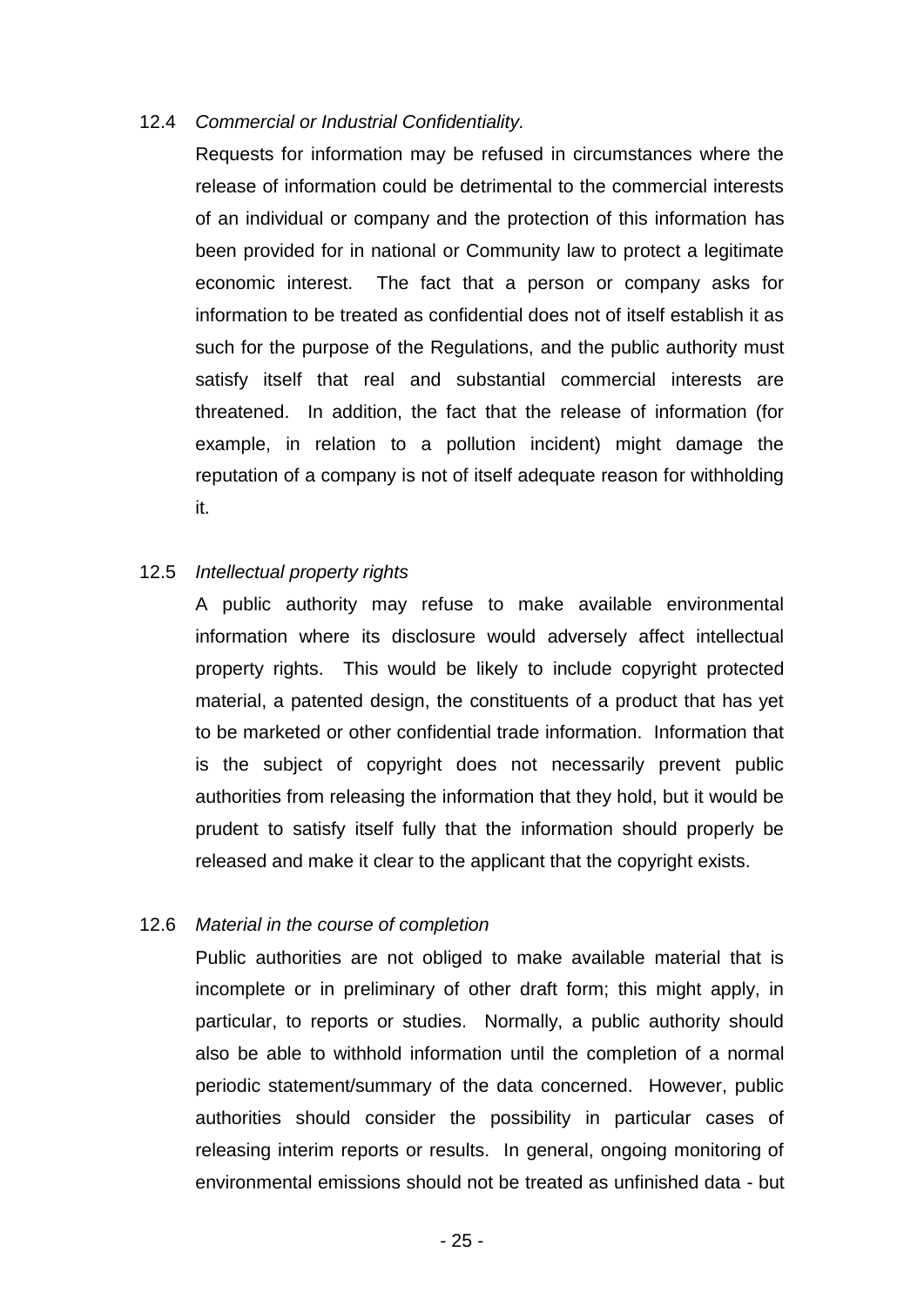12.4 *Commercial or Industrial Confidentiality.*

Requests for information may be refused in circumstances where the release of information could be detrimental to the commercial interests of an individual or company and the protection of this information has been provided for in national or Community law to protect a legitimate economic interest. The fact that a person or company asks for information to be treated as confidential does not of itself establish it as such for the purpose of the Regulations, and the public authority must satisfy itself that real and substantial commercial interests are threatened. In addition, the fact that the release of information (for example, in relation to a pollution incident) might damage the reputation of a company is not of itself adequate reason for withholding it.

12.5 *Intellectual property rights*

A public authority may refuse to make available environmental information where its disclosure would adversely affect intellectual property rights. This would be likely to include copyright protected material, a patented design, the constituents of a product that has yet to be marketed or other confidential trade information. Information that is the subject of copyright does not necessarily prevent public authorities from releasing the information that they hold, but it would be prudent to satisfy itself fully that the information should properly be released and make it clear to the applicant that the copyright exists.

12.6 *Material in the course of completion*

Public authorities are not obliged to make available material that is incomplete or in preliminary of other draft form; this might apply, in particular, to reports or studies. Normally, a public authority should also be able to withhold information until the completion of a normal periodic statement/summary of the data concerned. However, public authorities should consider the possibility in particular cases of releasing interim reports or results. In general, ongoing monitoring of environmental emissions should not be treated as unfinished data - but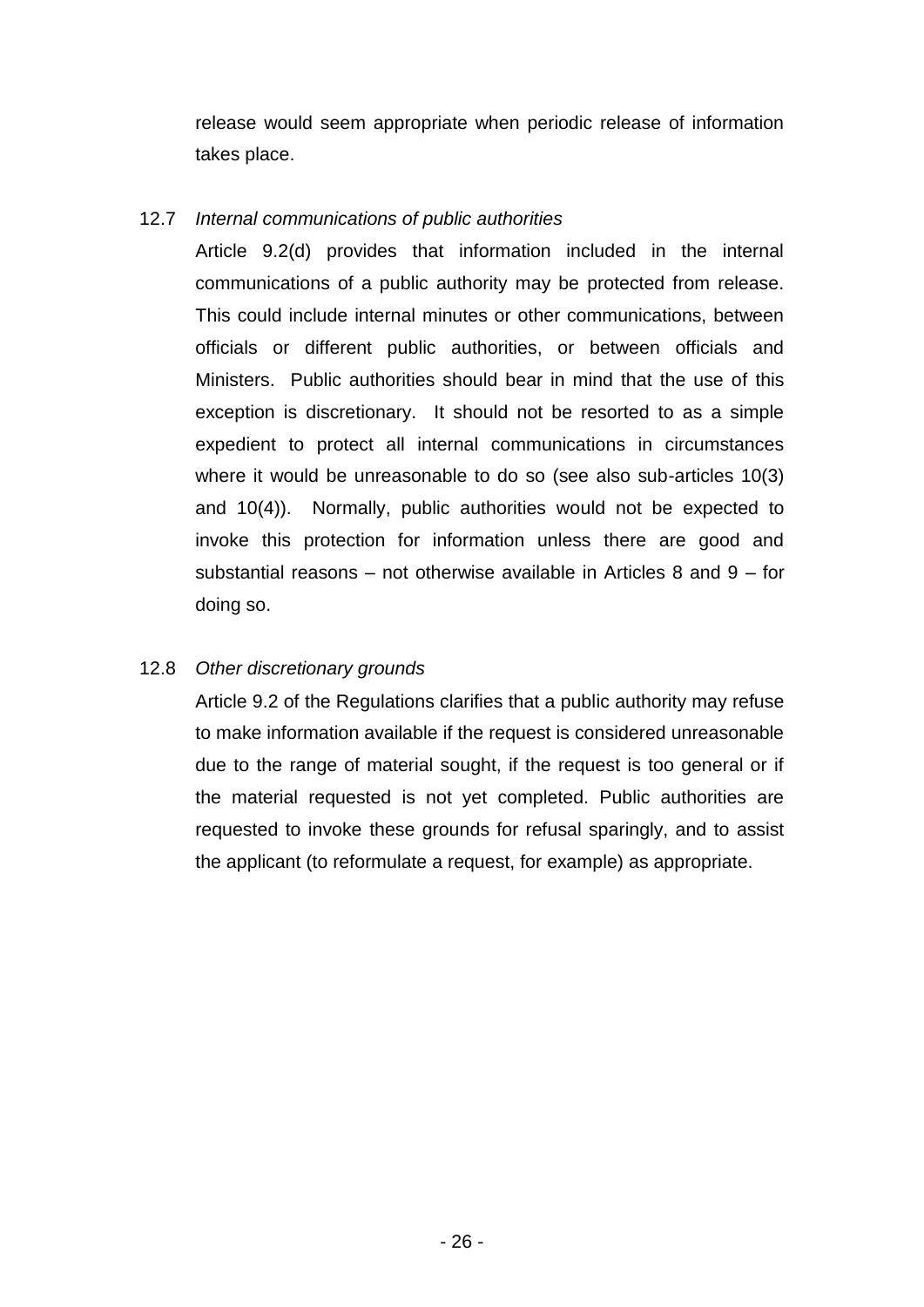release would seem appropriate when periodic release of information takes place.

12.7 *Internal communications of public authorities*

Article 9.2(d) provides that information included in the internal communications of a public authority may be protected from release. This could include internal minutes or other communications, between officials or different public authorities, or between officials and Ministers. Public authorities should bear in mind that the use of this exception is discretionary. It should not be resorted to as a simple expedient to protect all internal communications in circumstances where it would be unreasonable to do so (see also sub-articles 10(3) and 10(4)). Normally, public authorities would not be expected to invoke this protection for information unless there are good and substantial reasons – not otherwise available in Articles 8 and 9 – for doing so.

12.8 *Other discretionary grounds*

Article 9.2 of the Regulations clarifies that a public authority may refuse to make information available if the request is considered unreasonable due to the range of material sought, if the request is too general or if the material requested is not yet completed. Public authorities are requested to invoke these grounds for refusal sparingly, and to assist the applicant (to reformulate a request, for example) as appropriate.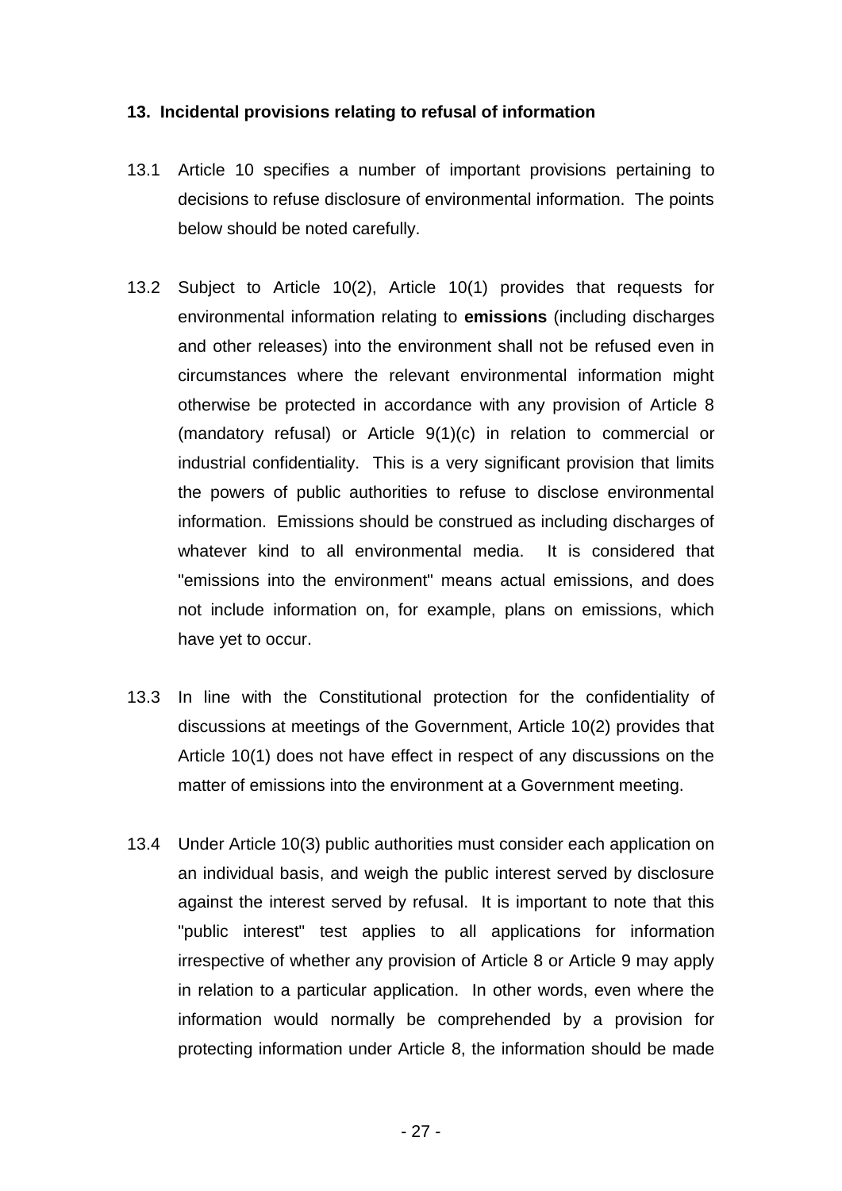### 13. Incidental provisions relating to refusal of information

13.1 Article 10 specifies a number of important provisions pertaining to decisions to refuse disclosure of environmental information. The points below should be noted carefully.

13.2 Subject to Article 10(2), Article 10(1) provides that requests for environmental information relating to **emissions** (including discharges and other releases) into the environment shall not be refused even in circumstances where the relevant environmental information might otherwise be protected in accordance with any provision of Article 8 (mandatory refusal) or Article 9(1)(c) in relation to commercial or industrial confidentiality. This is a very significant provision that limits the powers of public authorities to refuse to disclose environmental information. Emissions should be construed as including discharges of whatever kind to all environmental media. It is considered that "emissions into the environment" means actual emissions, and does not include information on, for example, plans on emissions, which have yet to occur.

13.3 In line with the Constitutional protection for the confidentiality of discussions at meetings of the Government, Article 10(2) provides that Article 10(1) does not have effect in respect of any discussions on the matter of emissions into the environment at a Government meeting.

13.4 Under Article 10(3) public authorities must consider each application on an individual basis, and weigh the public interest served by disclosure against the interest served by refusal. It is important to note that this "public interest" test applies to all applications for information irrespective of whether any provision of Article 8 or Article 9 may apply in relation to a particular application. In other words, even where the information would normally be comprehended by a provision for protecting information under Article 8, the information should be made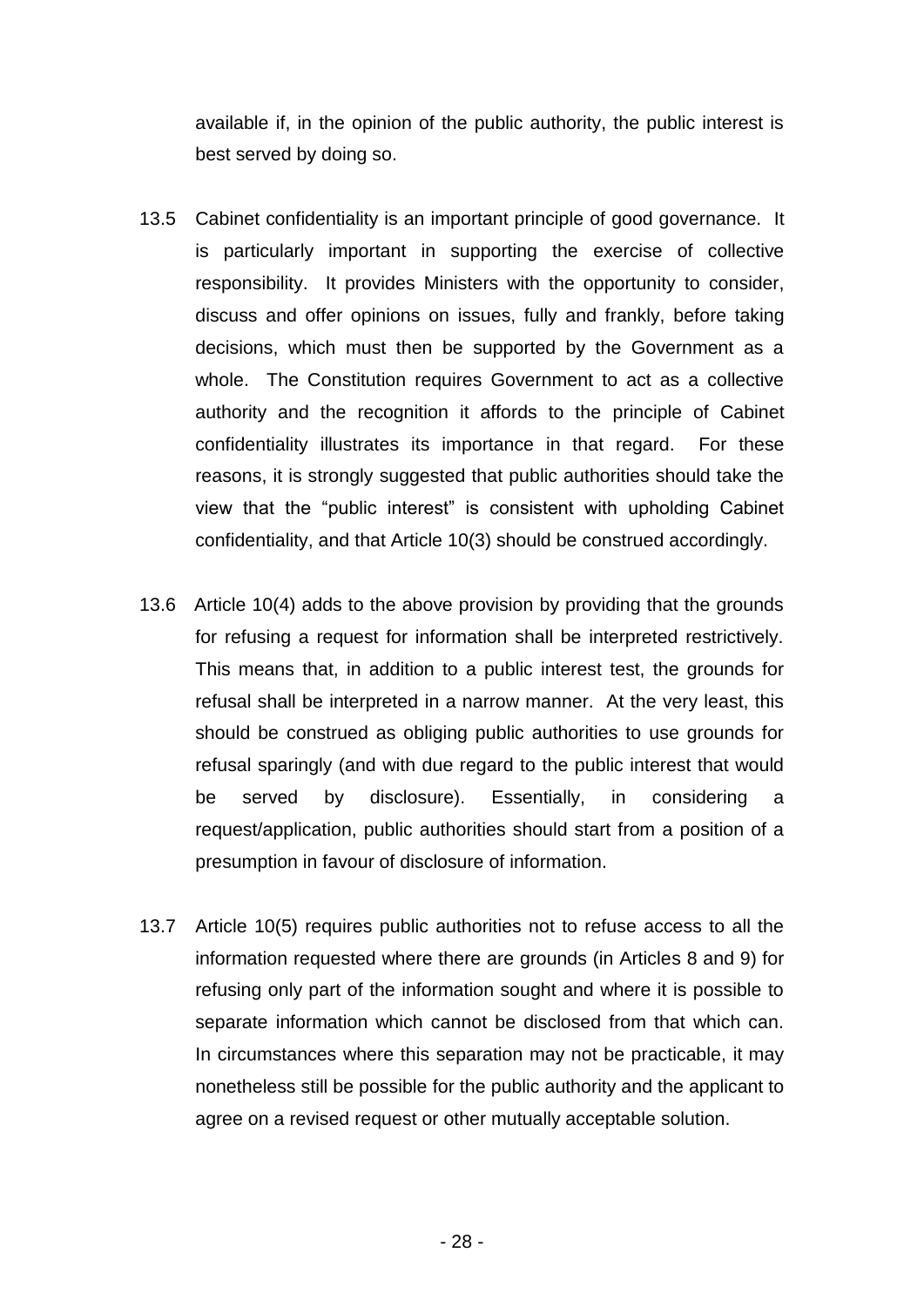available if, in the opinion of the public authority, the public interest is best served by doing so.

13.5 Cabinet confidentiality is an important principle of good governance. It is particularly important in supporting the exercise of collective responsibility. It provides Ministers with the opportunity to consider, discuss and offer opinions on issues, fully and frankly, before taking decisions, which must then be supported by the Government as a whole. The Constitution requires Government to act as a collective authority and the recognition it affords to the principle of Cabinet confidentiality illustrates its importance in that regard. For these reasons, it is strongly suggested that public authorities should take the view that the "public interest" is consistent with upholding Cabinet confidentiality, and that Article 10(3) should be construed accordingly.

13.6 Article 10(4) adds to the above provision by providing that the grounds for refusing a request for information shall be interpreted restrictively. This means that, in addition to a public interest test, the grounds for refusal shall be interpreted in a narrow manner. At the very least, this should be construed as obliging public authorities to use grounds for refusal sparingly (and with due regard to the public interest that would be served by disclosure). Essentially, in considering a request/application, public authorities should start from a position of a presumption in favour of disclosure of information.

13.7 Article 10(5) requires public authorities not to refuse access to all the information requested where there are grounds (in Articles 8 and 9) for refusing only part of the information sought and where it is possible to separate information which cannot be disclosed from that which can. In circumstances where this separation may not be practicable, it may nonetheless still be possible for the public authority and the applicant to agree on a revised request or other mutually acceptable solution.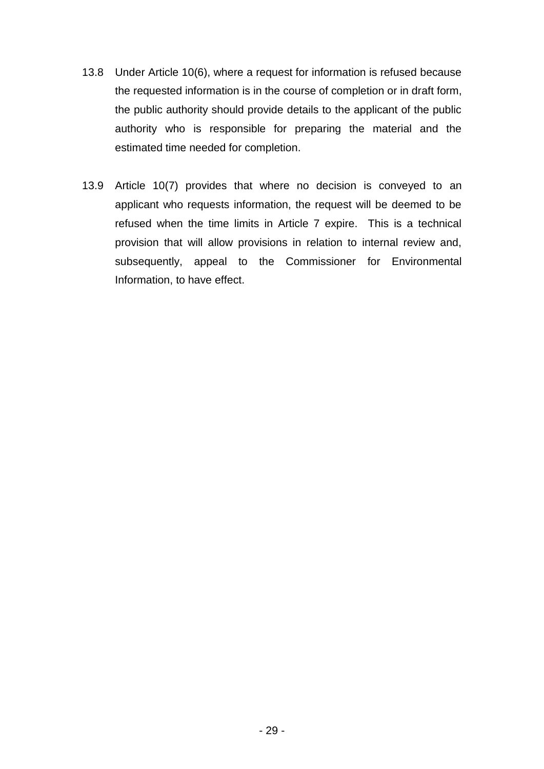13.8 Under Article 10(6), where a request for information is refused because the requested information is in the course of completion or in draft form, the public authority should provide details to the applicant of the public authority who is responsible for preparing the material and the estimated time needed for completion.

13.9 Article 10(7) provides that where no decision is conveyed to an applicant who requests information, the request will be deemed to be refused when the time limits in Article 7 expire. This is a technical provision that will allow provisions in relation to internal review and, subsequently, appeal to the Commissioner for Environmental Information, to have effect.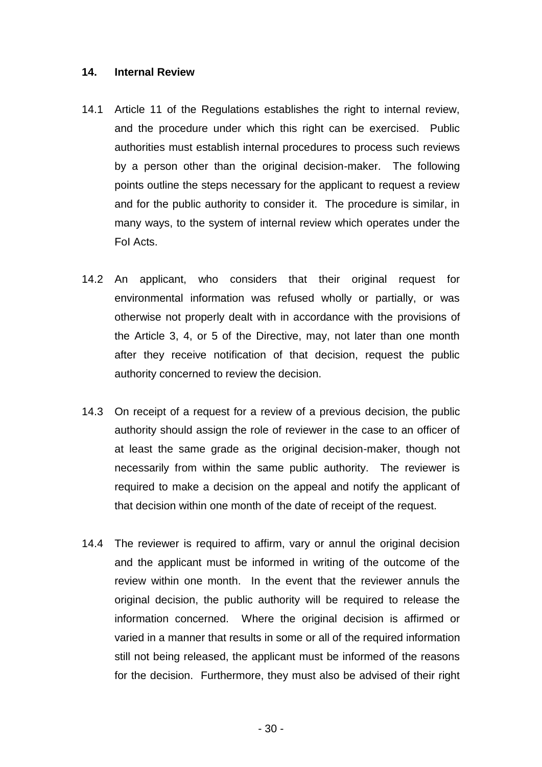## 14. Internal Review

14.1 Article 11 of the Regulations establishes the right to internal review, and the procedure under which this right can be exercised. Public authorities must establish internal procedures to process such reviews by a person other than the original decision-maker. The following points outline the steps necessary for the applicant to request a review and for the public authority to consider it. The procedure is similar, in many ways, to the system of internal review which operates under the FoI Acts.

14.2 An applicant, who considers that their original request for environmental information was refused wholly or partially, or was otherwise not properly dealt with in accordance with the provisions of the Article 3, 4, or 5 of the Directive, may, not later than one month after they receive notification of that decision, request the public authority concerned to review the decision.

14.3 On receipt of a request for a review of a previous decision, the public authority should assign the role of reviewer in the case to an officer of at least the same grade as the original decision-maker, though not necessarily from within the same public authority. The reviewer is required to make a decision on the appeal and notify the applicant of that decision within one month of the date of receipt of the request.

14.4 The reviewer is required to affirm, vary or annul the original decision and the applicant must be informed in writing of the outcome of the review within one month. In the event that the reviewer annuls the original decision, the public authority will be required to release the information concerned. Where the original decision is affirmed or varied in a manner that results in some or all of the required information still not being released, the applicant must be informed of the reasons for the decision. Furthermore, they must also be advised of their right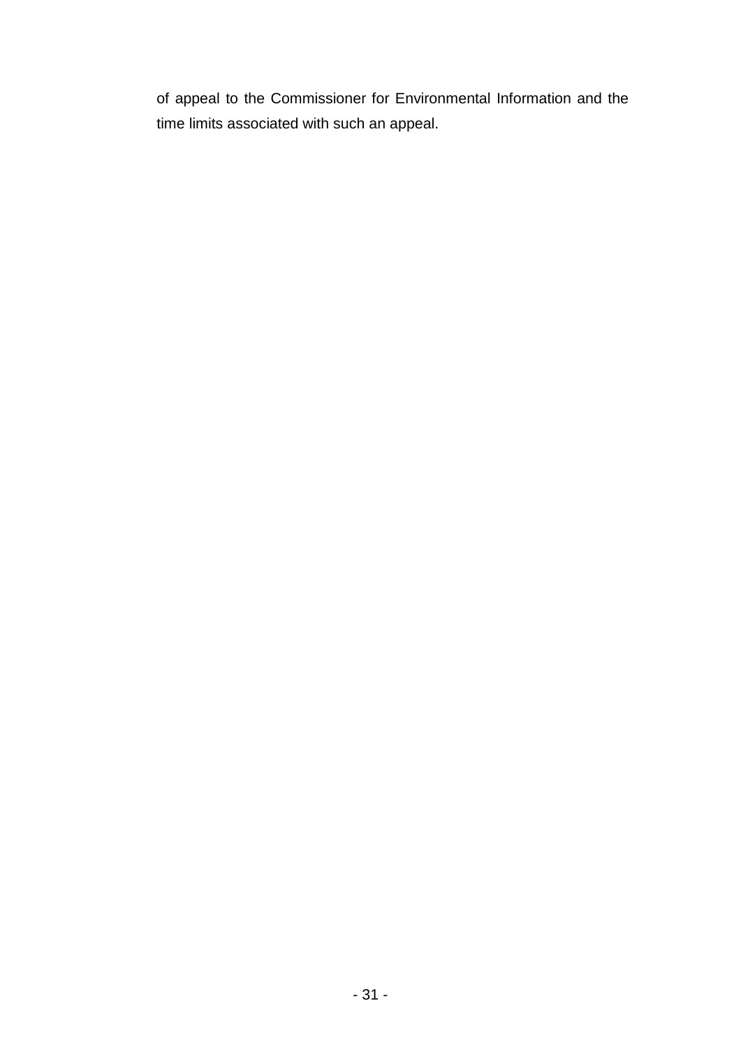of appeal to the Commissioner for Environmental Information and the time limits associated with such an appeal.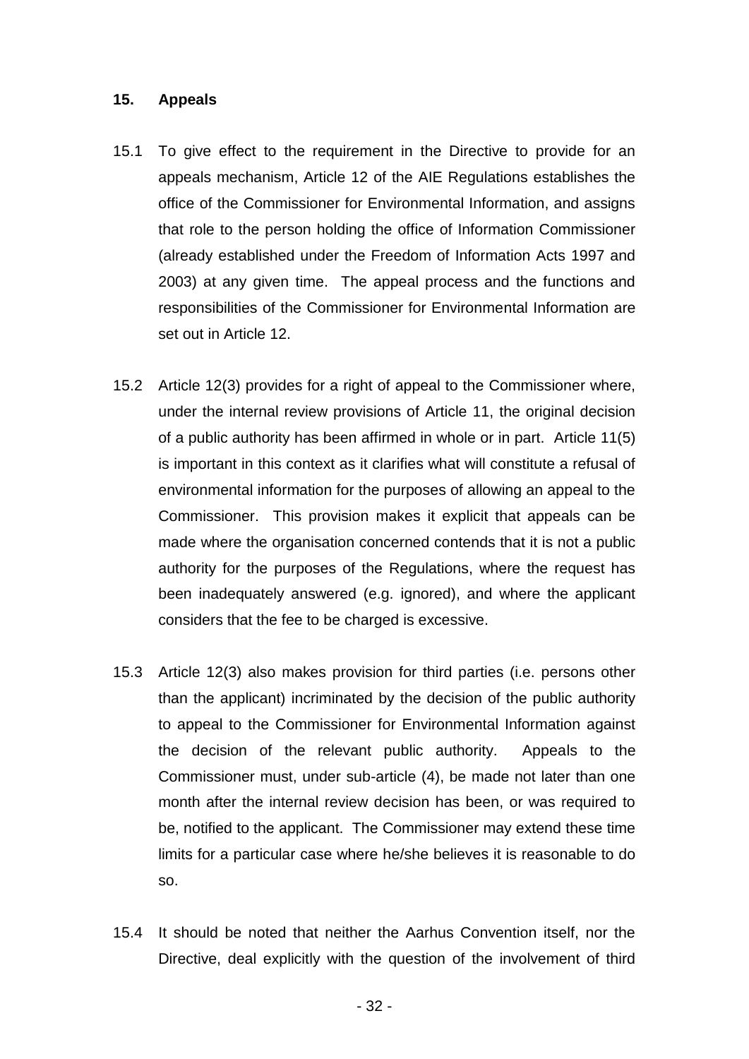## 15. Appeals

15.1 To give effect to the requirement in the Directive to provide for an appeals mechanism, Article 12 of the AIE Regulations establishes the office of the Commissioner for Environmental Information, and assigns that role to the person holding the office of Information Commissioner (already established under the Freedom of Information Acts 1997 and 2003) at any given time. The appeal process and the functions and responsibilities of the Commissioner for Environmental Information are set out in Article 12.

15.2 Article 12(3) provides for a right of appeal to the Commissioner where, under the internal review provisions of Article 11, the original decision of a public authority has been affirmed in whole or in part. Article 11(5) is important in this context as it clarifies what will constitute a refusal of environmental information for the purposes of allowing an appeal to the Commissioner. This provision makes it explicit that appeals can be made where the organisation concerned contends that it is not a public authority for the purposes of the Regulations, where the request has been inadequately answered (e.g. ignored), and where the applicant considers that the fee to be charged is excessive.

15.3 Article 12(3) also makes provision for third parties (i.e. persons other than the applicant) incriminated by the decision of the public authority to appeal to the Commissioner for Environmental Information against the decision of the relevant public authority. Appeals to the Commissioner must, under sub-article (4), be made not later than one month after the internal review decision has been, or was required to be, notified to the applicant. The Commissioner may extend these time limits for a particular case where he/she believes it is reasonable to do so.

15.4 It should be noted that neither the Aarhus Convention itself, nor the Directive, deal explicitly with the question of the involvement of third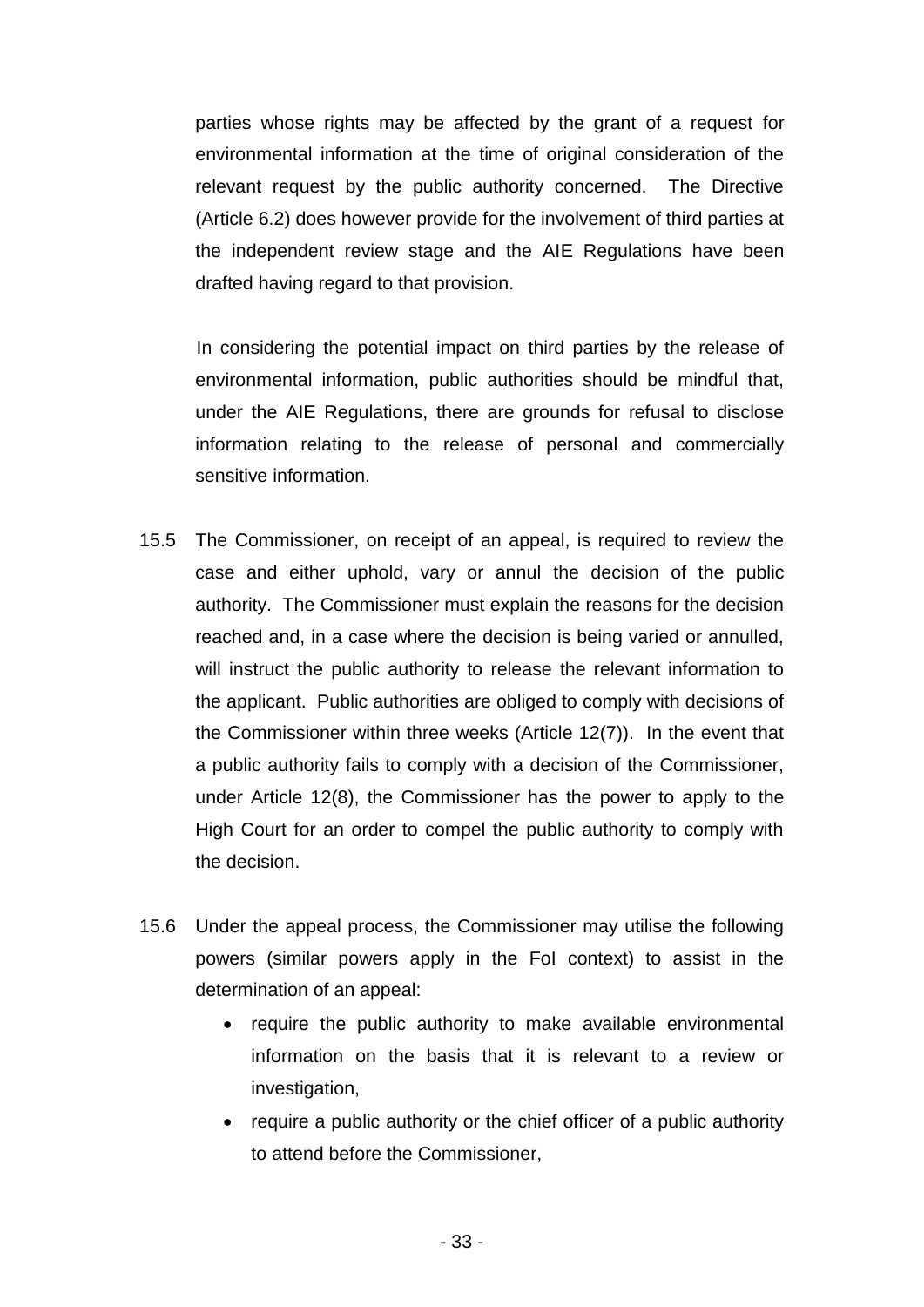parties whose rights may be affected by the grant of a request for environmental information at the time of original consideration of the relevant request by the public authority concerned. The Directive (Article 6.2) does however provide for the involvement of third parties at the independent review stage and the AIE Regulations have been drafted having regard to that provision.

In considering the potential impact on third parties by the release of environmental information, public authorities should be mindful that, under the AIE Regulations, there are grounds for refusal to disclose information relating to the release of personal and commercially sensitive information.

15.5 The Commissioner, on receipt of an appeal, is required to review the case and either uphold, vary or annul the decision of the public authority. The Commissioner must explain the reasons for the decision reached and, in a case where the decision is being varied or annulled, will instruct the public authority to release the relevant information to the applicant. Public authorities are obliged to comply with decisions of the Commissioner within three weeks (Article 12(7)). In the event that a public authority fails to comply with a decision of the Commissioner, under Article 12(8), the Commissioner has the power to apply to the High Court for an order to compel the public authority to comply with the decision.

15.6 Under the appeal process, the Commissioner may utilise the following powers (similar powers apply in the FoI context) to assist in the determination of an appeal:

- require the public authority to make available environmental information on the basis that it is relevant to a review or investigation,
- require a public authority or the chief officer of a public authority to attend before the Commissioner,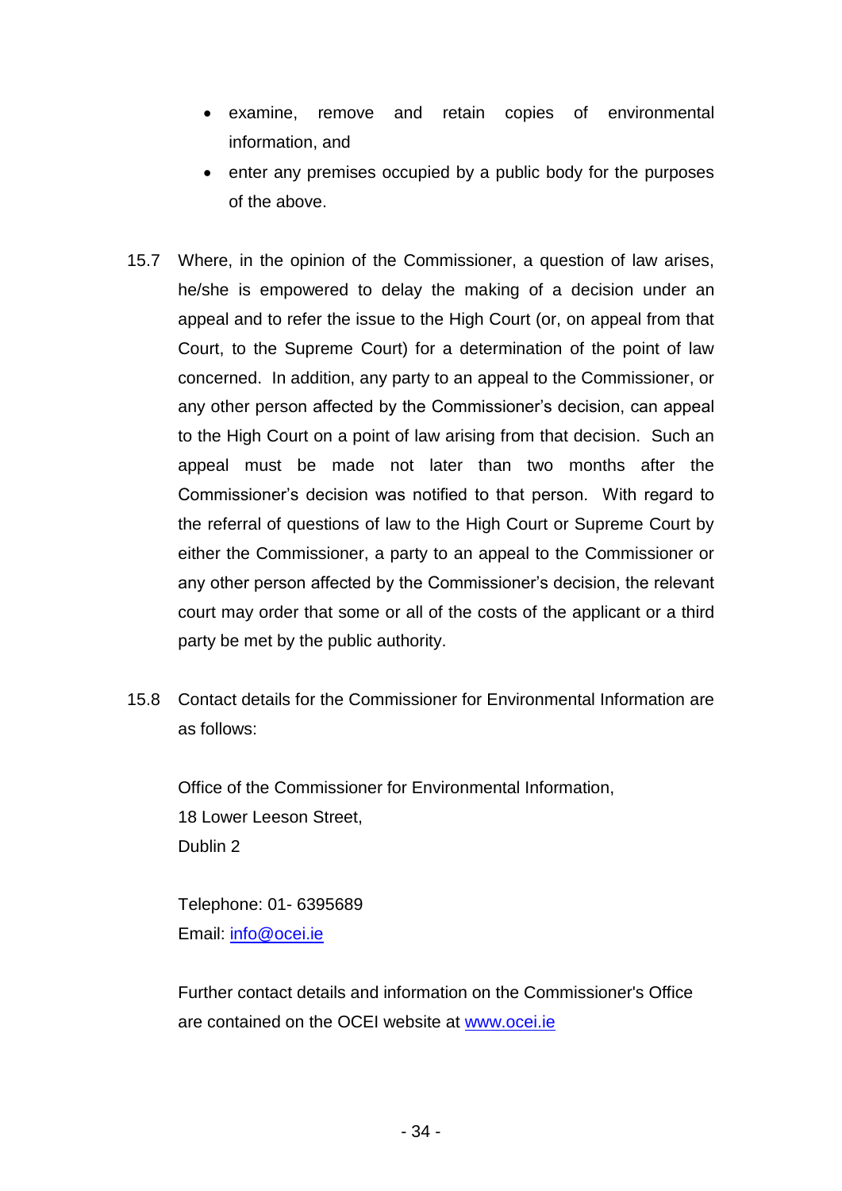- examine, remove and retain copies of environmental information, and
- enter any premises occupied by a public body for the purposes of the above.

15.7 Where, in the opinion of the Commissioner, a question of law arises, he/she is empowered to delay the making of a decision under an appeal and to refer the issue to the High Court (or, on appeal from that Court, to the Supreme Court) for a determination of the point of law concerned. In addition, any party to an appeal to the Commissioner, or any other person affected by the Commissioner's decision, can appeal to the High Court on a point of law arising from that decision. Such an appeal must be made not later than two months after the Commissioner's decision was notified to that person. With regard to the referral of questions of law to the High Court or Supreme Court by either the Commissioner, a party to an appeal to the Commissioner or any other person affected by the Commissioner's decision, the relevant court may order that some or all of the costs of the applicant or a third party be met by the public authority.

15.8 Contact details for the Commissioner for Environmental Information are as follows:

Office of the Commissioner for Environmental Information,
18 Lower Leeson Street,
Dublin 2

Telephone: 01- 6395689
Email: [info@ocei.ie](mailto:info@ocei.ie)

Further contact details and information on the Commissioner's Office are contained on the OCEI website at [www.ocei.ie](http://www.ocei.ie)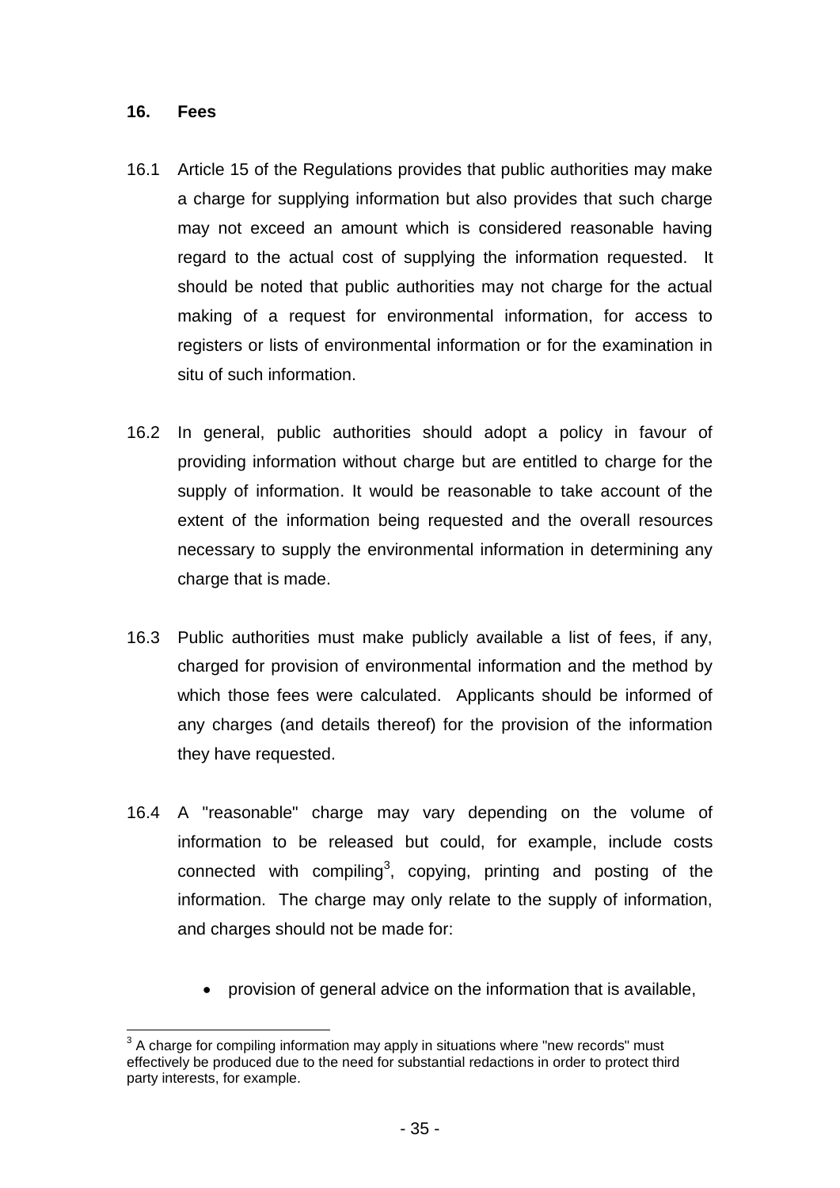## 16. Fees

16.1 Article 15 of the Regulations provides that public authorities may make a charge for supplying information but also provides that such charge may not exceed an amount which is considered reasonable having regard to the actual cost of supplying the information requested. It should be noted that public authorities may not charge for the actual making of a request for environmental information, for access to registers or lists of environmental information or for the examination in situ of such information.

16.2 In general, public authorities should adopt a policy in favour of providing information without charge but are entitled to charge for the supply of information. It would be reasonable to take account of the extent of the information being requested and the overall resources necessary to supply the environmental information in determining any charge that is made.

16.3 Public authorities must make publicly available a list of fees, if any, charged for provision of environmental information and the method by which those fees were calculated. Applicants should be informed of any charges (and details thereof) for the provision of the information they have requested.

16.4 A "reasonable" charge may vary depending on the volume of information to be released but could, for example, include costs connected with compiling[3], copying, printing and posting of the information. The charge may only relate to the supply of information, and charges should not be made for:

- provision of general advice on the information that is available,

[3] A charge for compiling information may apply in situations where "new records" must effectively be produced due to the need for substantial redactions in order to protect third party interests, for example.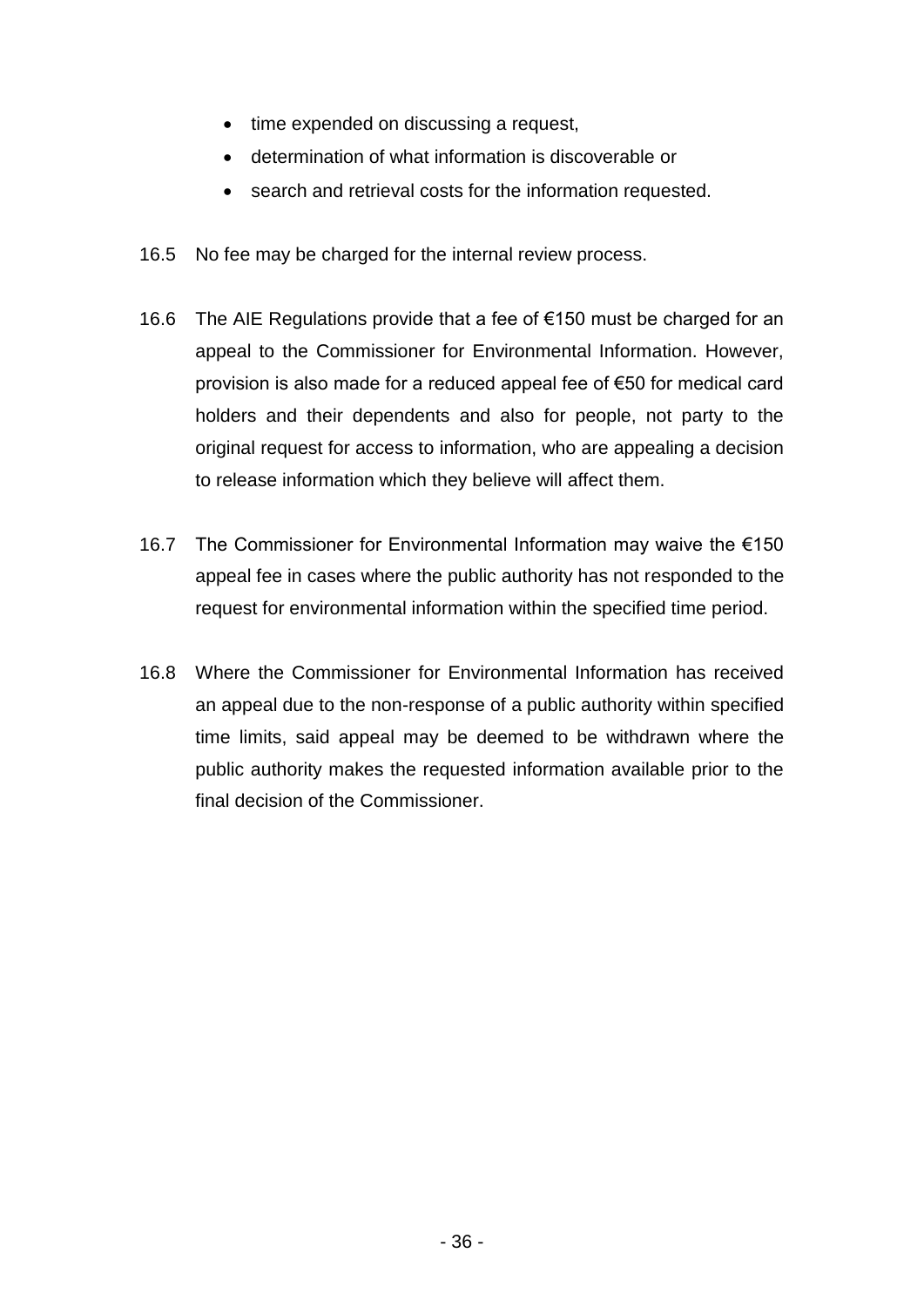- time expended on discussing a request,
- determination of what information is discoverable or
- search and retrieval costs for the information requested.

16.5 No fee may be charged for the internal review process.

16.6 The AIE Regulations provide that a fee of €150 must be charged for an appeal to the Commissioner for Environmental Information. However, provision is also made for a reduced appeal fee of €50 for medical card holders and their dependents and also for people, not party to the original request for access to information, who are appealing a decision to release information which they believe will affect them.

16.7 The Commissioner for Environmental Information may waive the €150 appeal fee in cases where the public authority has not responded to the request for environmental information within the specified time period.

16.8 Where the Commissioner for Environmental Information has received an appeal due to the non-response of a public authority within specified time limits, said appeal may be deemed to be withdrawn where the public authority makes the requested information available prior to the final decision of the Commissioner.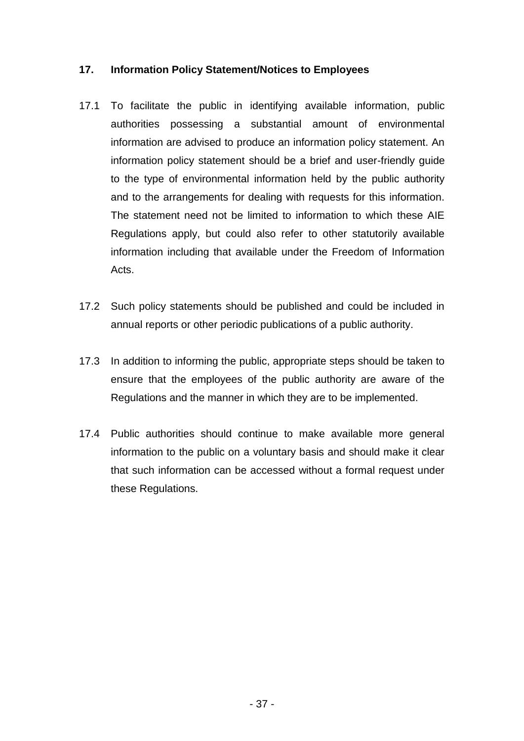## 17. Information Policy Statement/Notices to Employees

17.1 To facilitate the public in identifying available information, public authorities possessing a substantial amount of environmental information are advised to produce an information policy statement. An information policy statement should be a brief and user-friendly guide to the type of environmental information held by the public authority and to the arrangements for dealing with requests for this information. The statement need not be limited to information to which these AIE Regulations apply, but could also refer to other statutorily available information including that available under the Freedom of Information Acts.

17.2 Such policy statements should be published and could be included in annual reports or other periodic publications of a public authority.

17.3 In addition to informing the public, appropriate steps should be taken to ensure that the employees of the public authority are aware of the Regulations and the manner in which they are to be implemented.

17.4 Public authorities should continue to make available more general information to the public on a voluntary basis and should make it clear that such information can be accessed without a formal request under these Regulations.